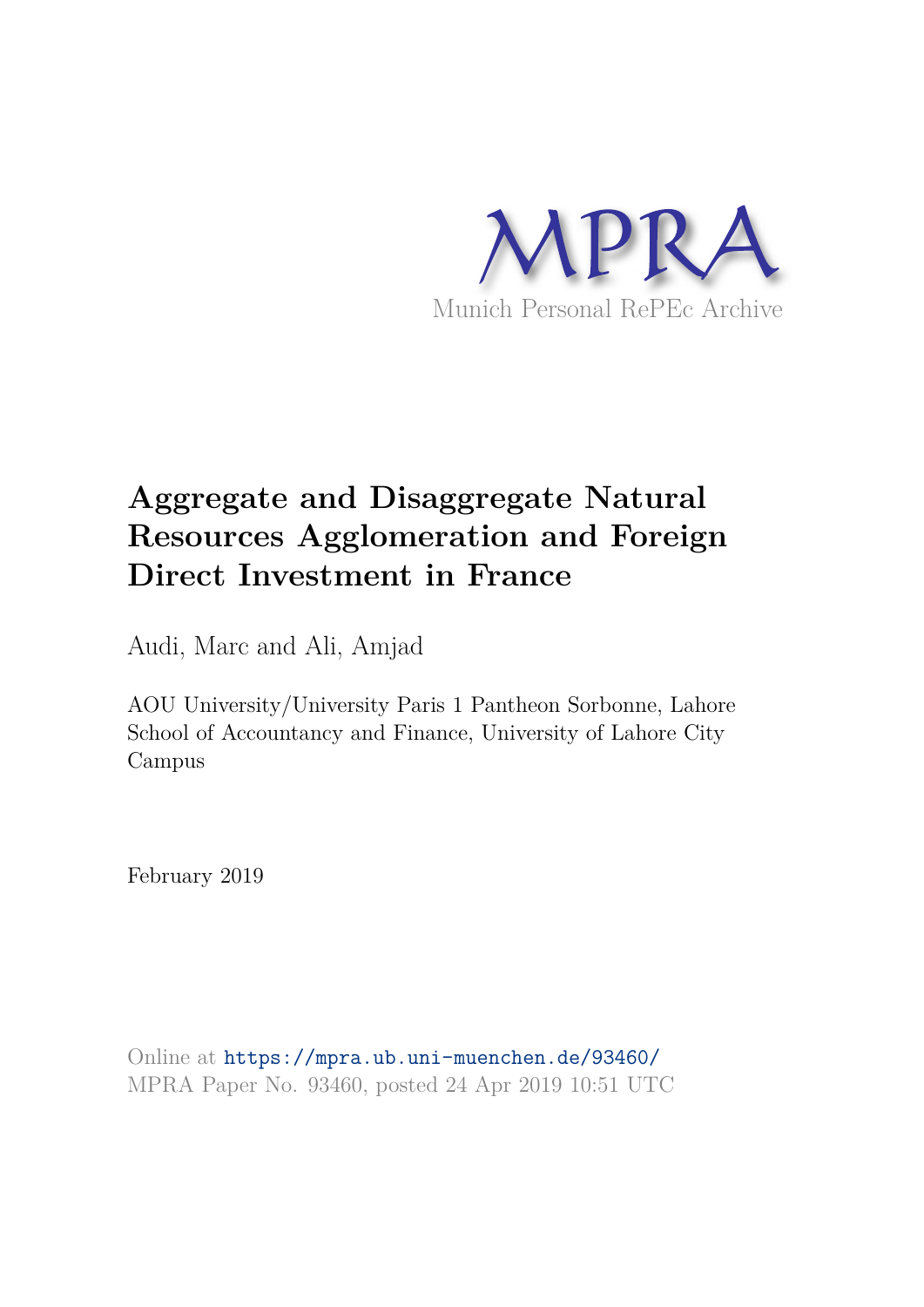MPRA

Munich Personal RePEc Archive

# Aggregate and Disaggregate Natural Resources Agglomeration and Foreign Direct Investment in France

Audi, Marc and Ali, Amjad

AOU University/University Paris 1 Pantheon Sorbonne, Lahore School of Accountancy and Finance, University of Lahore City Campus

February 2019

Online at https://mpra.ub.uni-muenchen.de/93460/
MPRA Paper No. 93460, posted 24 Apr 2019 10:51 UTC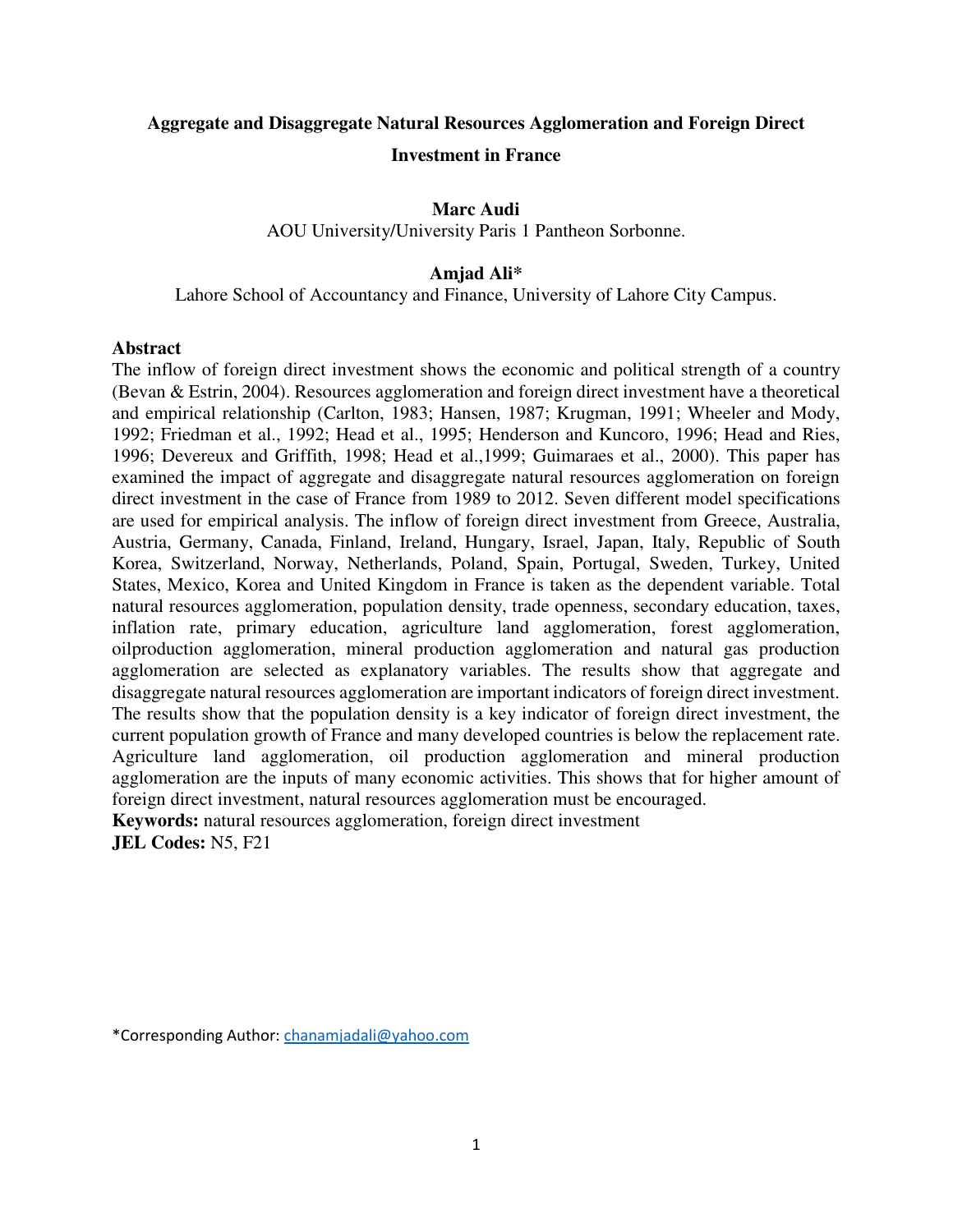**Aggregate and Disaggregate Natural Resources Agglomeration and Foreign Direct Investment in France**

**Marc Audi**
AOU University/University Paris 1 Pantheon Sorbonne.

**Amjad Ali***
Lahore School of Accountancy and Finance, University of Lahore City Campus.

**Abstract**

The inflow of foreign direct investment shows the economic and political strength of a country (Bevan & Estrin, 2004). Resources agglomeration and foreign direct investment have a theoretical and empirical relationship (Carlton, 1983; Hansen, 1987; Krugman, 1991; Wheeler and Mody, 1992; Friedman et al., 1992; Head et al., 1995; Henderson and Kuncoro, 1996; Head and Ries, 1996; Devereux and Griffith, 1998; Head et al.,1999; Guimaraes et al., 2000). This paper has examined the impact of aggregate and disaggregate natural resources agglomeration on foreign direct investment in the case of France from 1989 to 2012. Seven different model specifications are used for empirical analysis. The inflow of foreign direct investment from Greece, Australia, Austria, Germany, Canada, Finland, Ireland, Hungary, Israel, Japan, Italy, Republic of South Korea, Switzerland, Norway, Netherlands, Poland, Spain, Portugal, Sweden, Turkey, United States, Mexico, Korea and United Kingdom in France is taken as the dependent variable. Total natural resources agglomeration, population density, trade openness, secondary education, taxes, inflation rate, primary education, agriculture land agglomeration, forest agglomeration, oilproduction agglomeration, mineral production agglomeration and natural gas production agglomeration are selected as explanatory variables. The results show that aggregate and disaggregate natural resources agglomeration are important indicators of foreign direct investment. The results show that the population density is a key indicator of foreign direct investment, the current population growth of France and many developed countries is below the replacement rate. Agriculture land agglomeration, oil production agglomeration and mineral production agglomeration are the inputs of many economic activities. This shows that for higher amount of foreign direct investment, natural resources agglomeration must be encouraged.

**Keywords:** natural resources agglomeration, foreign direct investment

**JEL Codes:** N5, F21

*Corresponding Author: chanamjadali@yahoo.com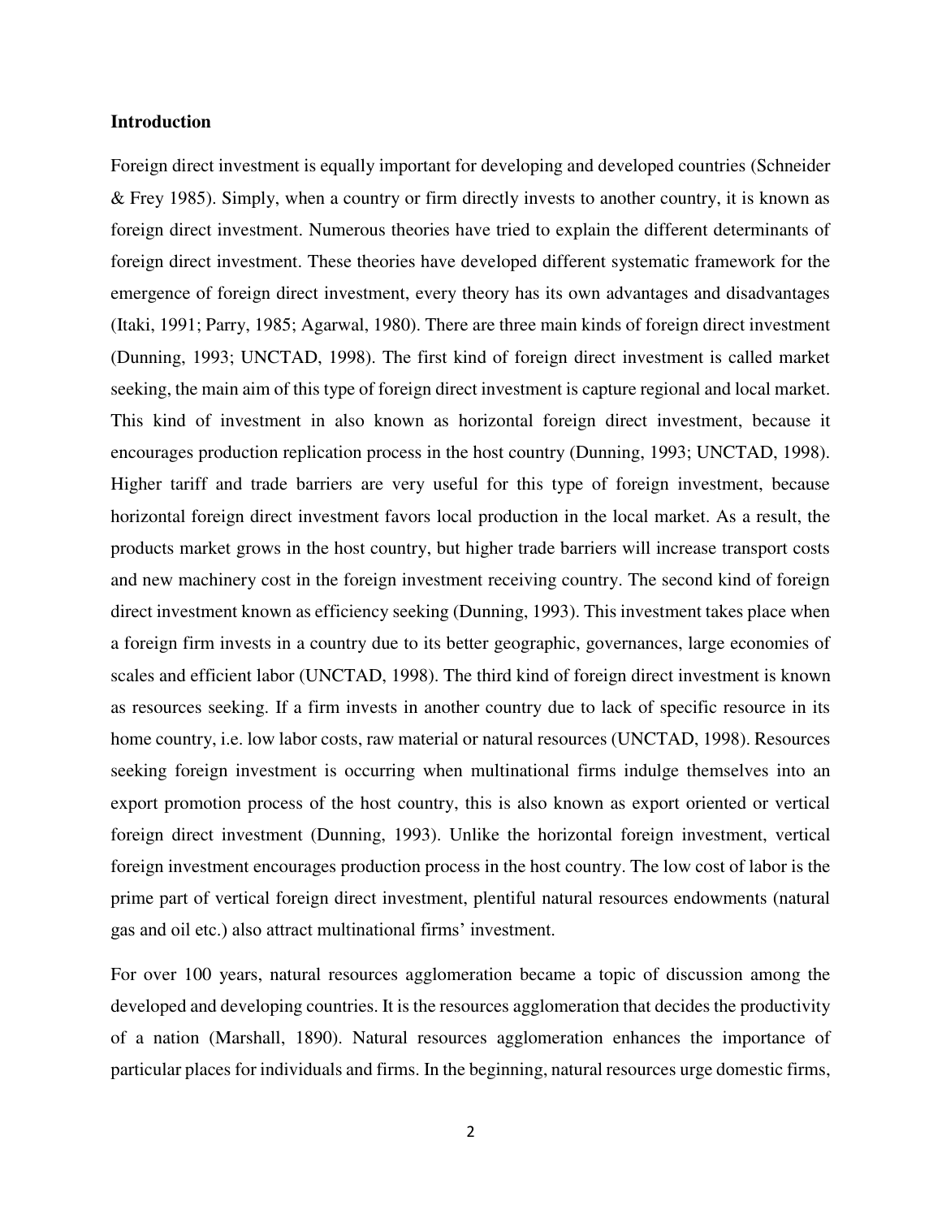**Introduction**

Foreign direct investment is equally important for developing and developed countries (Schneider & Frey 1985). Simply, when a country or firm directly invests to another country, it is known as foreign direct investment. Numerous theories have tried to explain the different determinants of foreign direct investment. These theories have developed different systematic framework for the emergence of foreign direct investment, every theory has its own advantages and disadvantages (Itaki, 1991; Parry, 1985; Agarwal, 1980). There are three main kinds of foreign direct investment (Dunning, 1993; UNCTAD, 1998). The first kind of foreign direct investment is called market seeking, the main aim of this type of foreign direct investment is capture regional and local market. This kind of investment in also known as horizontal foreign direct investment, because it encourages production replication process in the host country (Dunning, 1993; UNCTAD, 1998). Higher tariff and trade barriers are very useful for this type of foreign investment, because horizontal foreign direct investment favors local production in the local market. As a result, the products market grows in the host country, but higher trade barriers will increase transport costs and new machinery cost in the foreign investment receiving country. The second kind of foreign direct investment known as efficiency seeking (Dunning, 1993). This investment takes place when a foreign firm invests in a country due to its better geographic, governances, large economies of scales and efficient labor (UNCTAD, 1998). The third kind of foreign direct investment is known as resources seeking. If a firm invests in another country due to lack of specific resource in its home country, i.e. low labor costs, raw material or natural resources (UNCTAD, 1998). Resources seeking foreign investment is occurring when multinational firms indulge themselves into an export promotion process of the host country, this is also known as export oriented or vertical foreign direct investment (Dunning, 1993). Unlike the horizontal foreign investment, vertical foreign investment encourages production process in the host country. The low cost of labor is the prime part of vertical foreign direct investment, plentiful natural resources endowments (natural gas and oil etc.) also attract multinational firms' investment.

For over 100 years, natural resources agglomeration became a topic of discussion among the developed and developing countries. It is the resources agglomeration that decides the productivity of a nation (Marshall, 1890). Natural resources agglomeration enhances the importance of particular places for individuals and firms. In the beginning, natural resources urge domestic firms,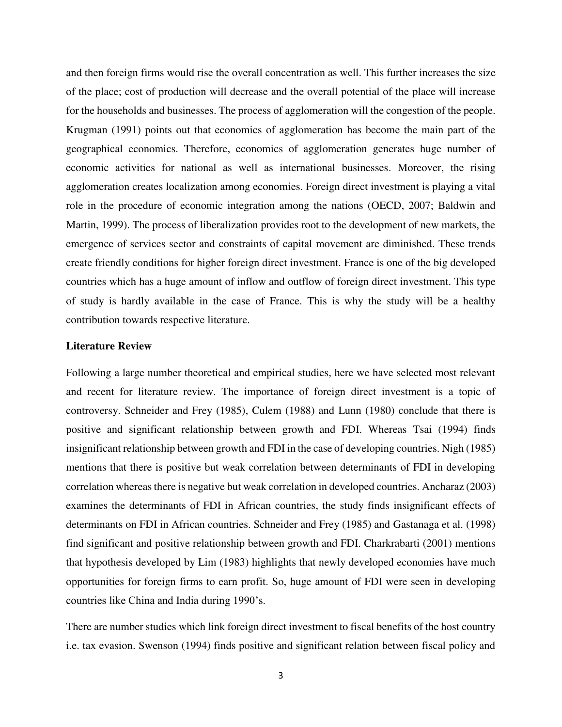and then foreign firms would rise the overall concentration as well. This further increases the size of the place; cost of production will decrease and the overall potential of the place will increase for the households and businesses. The process of agglomeration will the congestion of the people. Krugman (1991) points out that economics of agglomeration has become the main part of the geographical economics. Therefore, economics of agglomeration generates huge number of economic activities for national as well as international businesses. Moreover, the rising agglomeration creates localization among economies. Foreign direct investment is playing a vital role in the procedure of economic integration among the nations (OECD, 2007; Baldwin and Martin, 1999). The process of liberalization provides root to the development of new markets, the emergence of services sector and constraints of capital movement are diminished. These trends create friendly conditions for higher foreign direct investment. France is one of the big developed countries which has a huge amount of inflow and outflow of foreign direct investment. This type of study is hardly available in the case of France. This is why the study will be a healthy contribution towards respective literature.

**Literature Review**

Following a large number theoretical and empirical studies, here we have selected most relevant and recent for literature review. The importance of foreign direct investment is a topic of controversy. Schneider and Frey (1985), Culem (1988) and Lunn (1980) conclude that there is positive and significant relationship between growth and FDI. Whereas Tsai (1994) finds insignificant relationship between growth and FDI in the case of developing countries. Nigh (1985) mentions that there is positive but weak correlation between determinants of FDI in developing correlation whereas there is negative but weak correlation in developed countries. Ancharaz (2003) examines the determinants of FDI in African countries, the study finds insignificant effects of determinants on FDI in African countries. Schneider and Frey (1985) and Gastanaga et al. (1998) find significant and positive relationship between growth and FDI. Charkrabarti (2001) mentions that hypothesis developed by Lim (1983) highlights that newly developed economies have much opportunities for foreign firms to earn profit. So, huge amount of FDI were seen in developing countries like China and India during 1990's.

There are number studies which link foreign direct investment to fiscal benefits of the host country i.e. tax evasion. Swenson (1994) finds positive and significant relation between fiscal policy and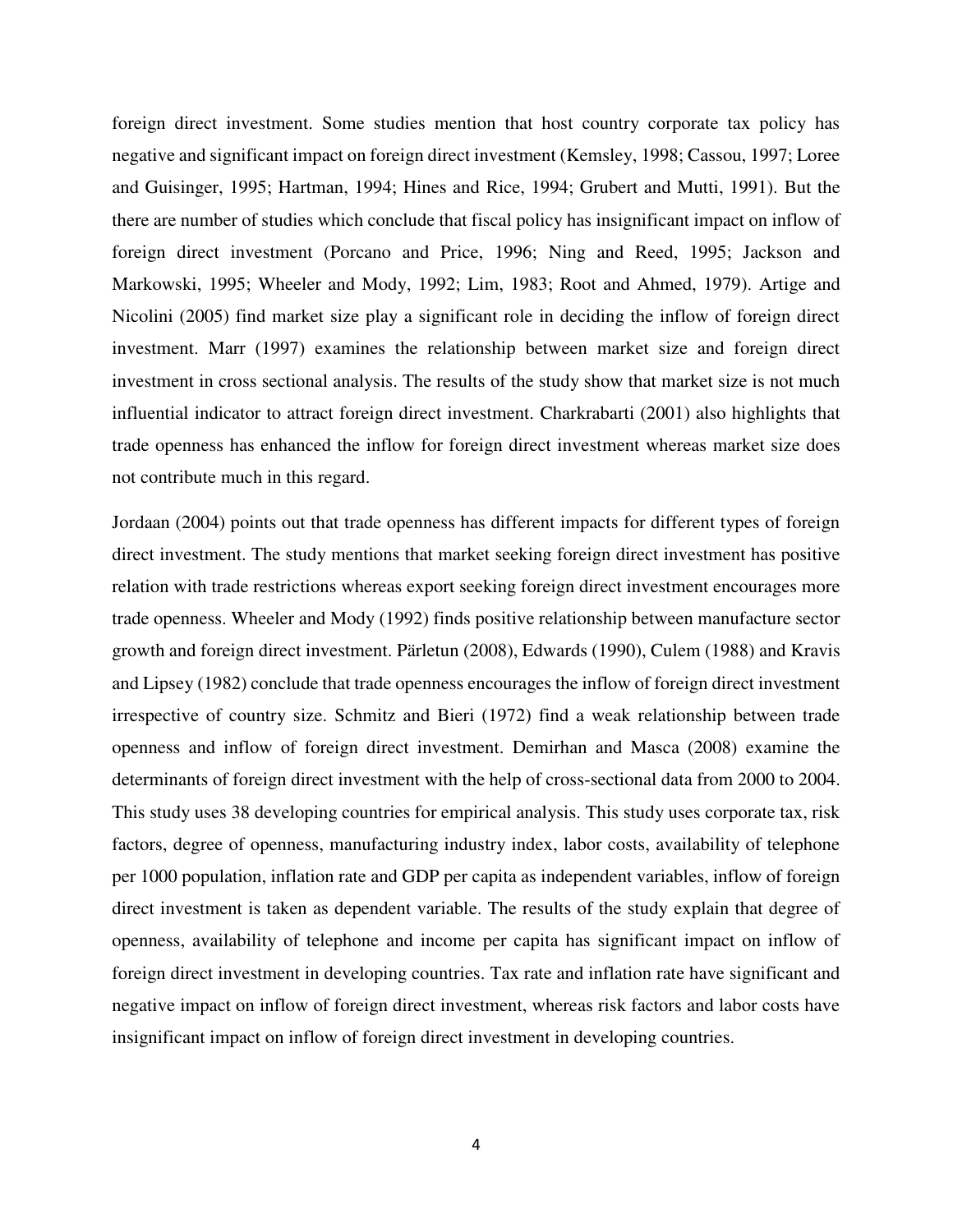foreign direct investment. Some studies mention that host country corporate tax policy has negative and significant impact on foreign direct investment (Kemsley, 1998; Cassou, 1997; Loree and Guisinger, 1995; Hartman, 1994; Hines and Rice, 1994; Grubert and Mutti, 1991). But the there are number of studies which conclude that fiscal policy has insignificant impact on inflow of foreign direct investment (Porcano and Price, 1996; Ning and Reed, 1995; Jackson and Markowski, 1995; Wheeler and Mody, 1992; Lim, 1983; Root and Ahmed, 1979). Artige and Nicolini (2005) find market size play a significant role in deciding the inflow of foreign direct investment. Marr (1997) examines the relationship between market size and foreign direct investment in cross sectional analysis. The results of the study show that market size is not much influential indicator to attract foreign direct investment. Charkrabarti (2001) also highlights that trade openness has enhanced the inflow for foreign direct investment whereas market size does not contribute much in this regard.

Jordaan (2004) points out that trade openness has different impacts for different types of foreign direct investment. The study mentions that market seeking foreign direct investment has positive relation with trade restrictions whereas export seeking foreign direct investment encourages more trade openness. Wheeler and Mody (1992) finds positive relationship between manufacture sector growth and foreign direct investment. Pärletun (2008), Edwards (1990), Culem (1988) and Kravis and Lipsey (1982) conclude that trade openness encourages the inflow of foreign direct investment irrespective of country size. Schmitz and Bieri (1972) find a weak relationship between trade openness and inflow of foreign direct investment. Demirhan and Masca (2008) examine the determinants of foreign direct investment with the help of cross-sectional data from 2000 to 2004. This study uses 38 developing countries for empirical analysis. This study uses corporate tax, risk factors, degree of openness, manufacturing industry index, labor costs, availability of telephone per 1000 population, inflation rate and GDP per capita as independent variables, inflow of foreign direct investment is taken as dependent variable. The results of the study explain that degree of openness, availability of telephone and income per capita has significant impact on inflow of foreign direct investment in developing countries. Tax rate and inflation rate have significant and negative impact on inflow of foreign direct investment, whereas risk factors and labor costs have insignificant impact on inflow of foreign direct investment in developing countries.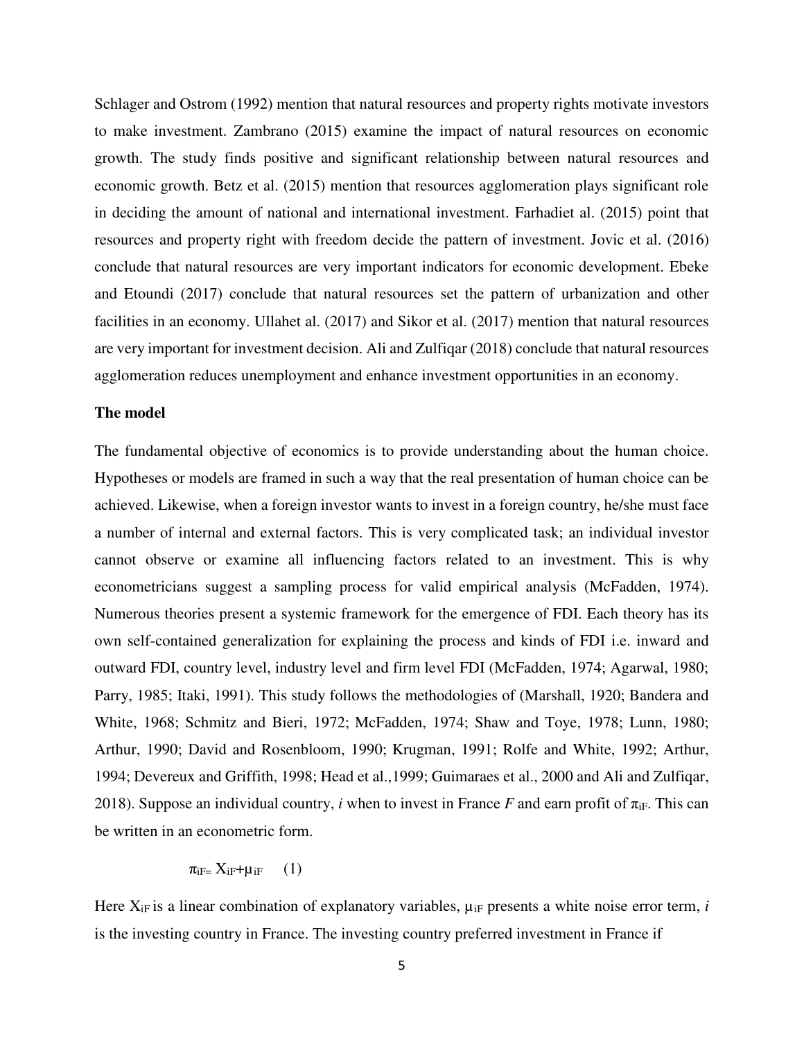Schlager and Ostrom (1992) mention that natural resources and property rights motivate investors to make investment. Zambrano (2015) examine the impact of natural resources on economic growth. The study finds positive and significant relationship between natural resources and economic growth. Betz et al. (2015) mention that resources agglomeration plays significant role in deciding the amount of national and international investment. Farhadiet al. (2015) point that resources and property right with freedom decide the pattern of investment. Jovic et al. (2016) conclude that natural resources are very important indicators for economic development. Ebeke and Etoundi (2017) conclude that natural resources set the pattern of urbanization and other facilities in an economy. Ullahet al. (2017) and Sikor et al. (2017) mention that natural resources are very important for investment decision. Ali and Zulfiqar (2018) conclude that natural resources agglomeration reduces unemployment and enhance investment opportunities in an economy.

**The model**

The fundamental objective of economics is to provide understanding about the human choice. Hypotheses or models are framed in such a way that the real presentation of human choice can be achieved. Likewise, when a foreign investor wants to invest in a foreign country, he/she must face a number of internal and external factors. This is very complicated task; an individual investor cannot observe or examine all influencing factors related to an investment. This is why econometricians suggest a sampling process for valid empirical analysis (McFadden, 1974). Numerous theories present a systemic framework for the emergence of FDI. Each theory has its own self-contained generalization for explaining the process and kinds of FDI i.e. inward and outward FDI, country level, industry level and firm level FDI (McFadden, 1974; Agarwal, 1980; Parry, 1985; Itaki, 1991). This study follows the methodologies of (Marshall, 1920; Bandera and White, 1968; Schmitz and Bieri, 1972; McFadden, 1974; Shaw and Toye, 1978; Lunn, 1980; Arthur, 1990; David and Rosenbloom, 1990; Krugman, 1991; Rolfe and White, 1992; Arthur, 1994; Devereux and Griffith, 1998; Head et al.,1999; Guimaraes et al., 2000 and Ali and Zulfiqar, 2018). Suppose an individual country, *i* when to invest in France *F* and earn profit of $\pi_{iF}$. This can be written in an econometric form.

$$\pi_{iF} = X_{iF} + \mu_{iF} \qquad (1)$$

Here $X_{iF}$ is a linear combination of explanatory variables, $\mu_{iF}$ presents a white noise error term, *i* is the investing country in France. The investing country preferred investment in France if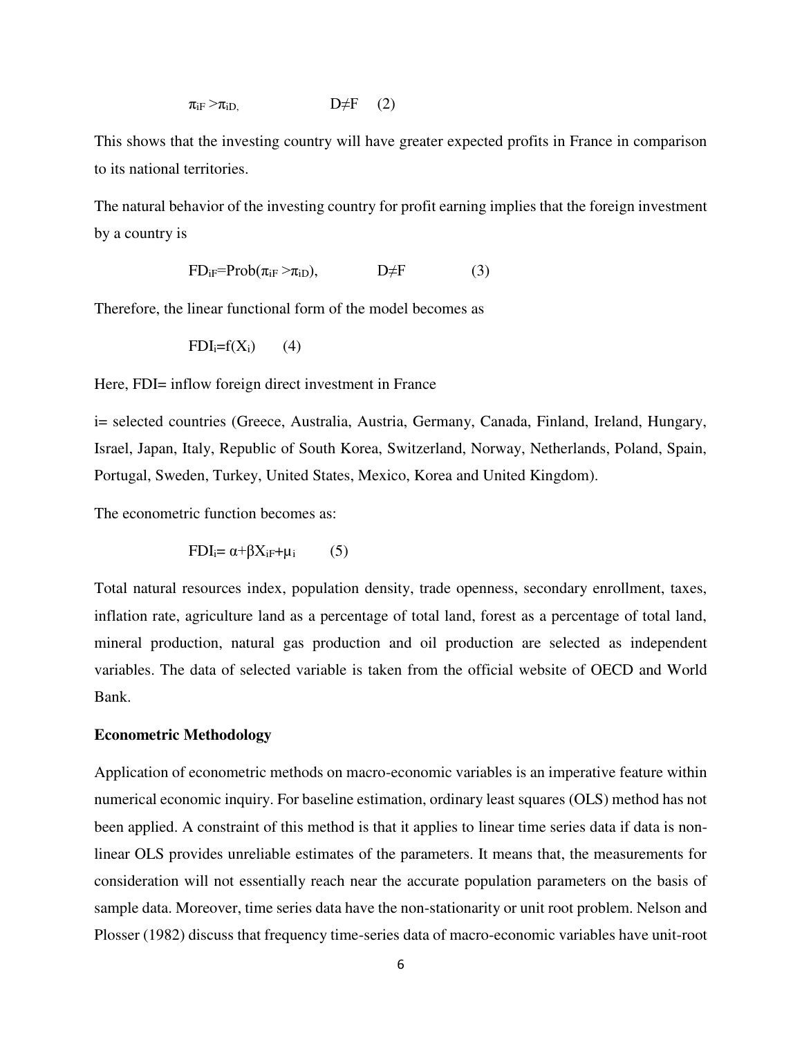$$\pi_{iF} > \pi_{iD}, \qquad D \neq F \quad (2)$$

This shows that the investing country will have greater expected profits in France in comparison to its national territories.

The natural behavior of the investing country for profit earning implies that the foreign investment by a country is

$$FD_{iF} = Prob(\pi_{iF} > \pi_{iD}), \qquad D \neq F \qquad (3)$$

Therefore, the linear functional form of the model becomes as

$$FDI_i = f(X_i) \qquad (4)$$

Here, FDI= inflow foreign direct investment in France

i= selected countries (Greece, Australia, Austria, Germany, Canada, Finland, Ireland, Hungary, Israel, Japan, Italy, Republic of South Korea, Switzerland, Norway, Netherlands, Poland, Spain, Portugal, Sweden, Turkey, United States, Mexico, Korea and United Kingdom).

The econometric function becomes as:

$$FDI_i = \alpha + \beta X_{iF} + \mu_i \qquad (5)$$

Total natural resources index, population density, trade openness, secondary enrollment, taxes, inflation rate, agriculture land as a percentage of total land, forest as a percentage of total land, mineral production, natural gas production and oil production are selected as independent variables. The data of selected variable is taken from the official website of OECD and World Bank.

**Econometric Methodology**

Application of econometric methods on macro-economic variables is an imperative feature within numerical economic inquiry. For baseline estimation, ordinary least squares (OLS) method has not been applied. A constraint of this method is that it applies to linear time series data if data is non-linear OLS provides unreliable estimates of the parameters. It means that, the measurements for consideration will not essentially reach near the accurate population parameters on the basis of sample data. Moreover, time series data have the non-stationarity or unit root problem. Nelson and Plosser (1982) discuss that frequency time-series data of macro-economic variables have unit-root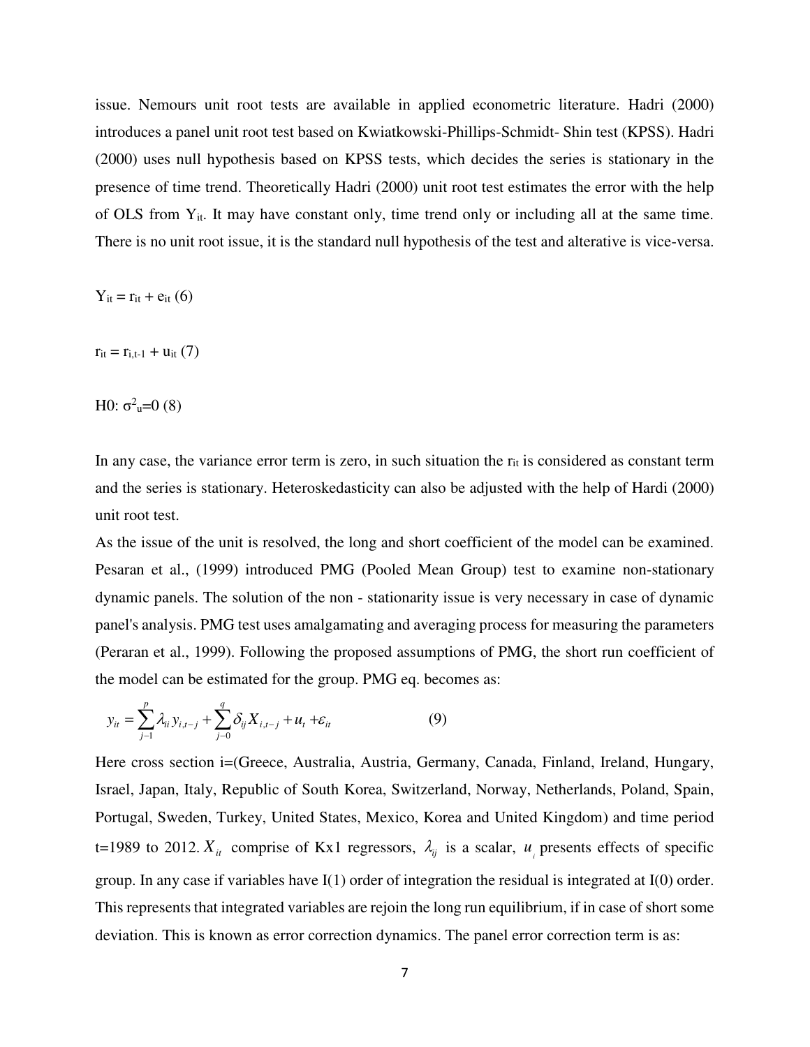issue. Nemours unit root tests are available in applied econometric literature. Hadri (2000) introduces a panel unit root test based on Kwiatkowski-Phillips-Schmidt- Shin test (KPSS). Hadri (2000) uses null hypothesis based on KPSS tests, which decides the series is stationary in the presence of time trend. Theoretically Hadri (2000) unit root test estimates the error with the help of OLS from $Y_{it}$. It may have constant only, time trend only or including all at the same time. There is no unit root issue, it is the standard null hypothesis of the test and alterative is vice-versa.

$Y_{it} = r_{it} + e_{it}$ (6)

$r_{it} = r_{i,t-1} + u_{it}$ (7)

H0: $\sigma^2_u=0$ (8)

In any case, the variance error term is zero, in such situation the $r_{it}$ is considered as constant term and the series is stationary. Heteroskedasticity can also be adjusted with the help of Hardi (2000) unit root test.

As the issue of the unit is resolved, the long and short coefficient of the model can be examined. Pesaran et al., (1999) introduced PMG (Pooled Mean Group) test to examine non-stationary dynamic panels. The solution of the non - stationarity issue is very necessary in case of dynamic panel's analysis. PMG test uses amalgamating and averaging process for measuring the parameters (Peraran et al., 1999). Following the proposed assumptions of PMG, the short run coefficient of the model can be estimated for the group. PMG eq. becomes as:

$$y_{it} = \sum_{j-1}^{p} \lambda_{ii} y_{i,t-j} + \sum_{j-0}^{q} \delta_{ij} X_{i,t-j} + u_t + \varepsilon_{it} \qquad (9)$$

Here cross section i=(Greece, Australia, Austria, Germany, Canada, Finland, Ireland, Hungary, Israel, Japan, Italy, Republic of South Korea, Switzerland, Norway, Netherlands, Poland, Spain, Portugal, Sweden, Turkey, United States, Mexico, Korea and United Kingdom) and time period t=1989 to 2012. $X_{it}$ comprise of Kx1 regressors, $\lambda_{ij}$ is a scalar, $u_i$ presents effects of specific group. In any case if variables have I(1) order of integration the residual is integrated at I(0) order. This represents that integrated variables are rejoin the long run equilibrium, if in case of short some deviation. This is known as error correction dynamics. The panel error correction term is as: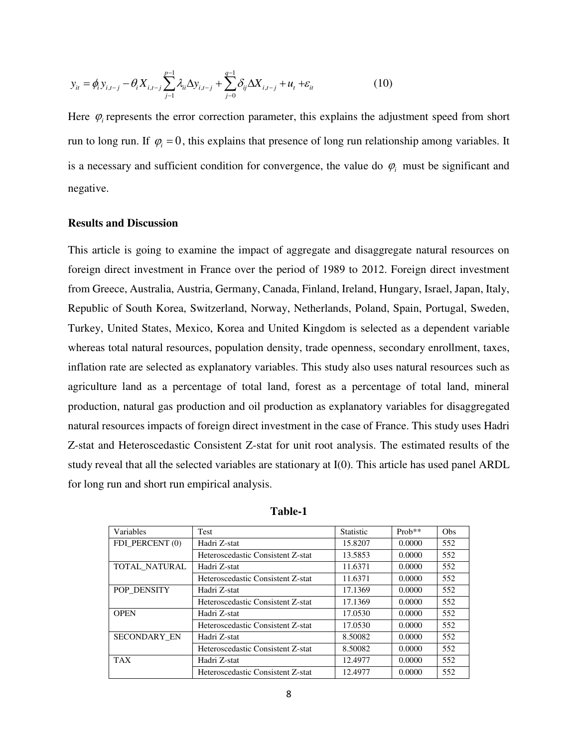$$y_{it} = \phi_i y_{i,t-j} - \theta_i X_{i,t-j} \sum_{j-1}^{p-1} \lambda_{ii} \Delta y_{i,t-j} + \sum_{j-0}^{q-1} \delta_{ij} \Delta X_{i,t-j} + u_t + \varepsilon_{it} \qquad (10)$$

Here $\varphi_i$ represents the error correction parameter, this explains the adjustment speed from short run to long run. If $\varphi_i = 0$, this explains that presence of long run relationship among variables. It is a necessary and sufficient condition for convergence, the value do $\varphi_i$ must be significant and negative.

**Results and Discussion**

This article is going to examine the impact of aggregate and disaggregate natural resources on foreign direct investment in France over the period of 1989 to 2012. Foreign direct investment from Greece, Australia, Austria, Germany, Canada, Finland, Ireland, Hungary, Israel, Japan, Italy, Republic of South Korea, Switzerland, Norway, Netherlands, Poland, Spain, Portugal, Sweden, Turkey, United States, Mexico, Korea and United Kingdom is selected as a dependent variable whereas total natural resources, population density, trade openness, secondary enrollment, taxes, inflation rate are selected as explanatory variables. This study also uses natural resources such as agriculture land as a percentage of total land, forest as a percentage of total land, mineral production, natural gas production and oil production as explanatory variables for disaggregated natural resources impacts of foreign direct investment in the case of France. This study uses Hadri Z-stat and Heteroscedastic Consistent Z-stat for unit root analysis. The estimated results of the study reveal that all the selected variables are stationary at I(0). This article has used panel ARDL for long run and short run empirical analysis.

**Table-1**

| Variables | Test | Statistic | Prob** | Obs |
|---|---|---|---|---|
| FDI_PERCENT (0) | Hadri Z-stat | 15.8207 | 0.0000 | 552 |
| | Heteroscedastic Consistent Z-stat | 13.5853 | 0.0000 | 552 |
| TOTAL_NATURAL | Hadri Z-stat | 11.6371 | 0.0000 | 552 |
| | Heteroscedastic Consistent Z-stat | 11.6371 | 0.0000 | 552 |
| POP_DENSITY | Hadri Z-stat | 17.1369 | 0.0000 | 552 |
| | Heteroscedastic Consistent Z-stat | 17.1369 | 0.0000 | 552 |
| OPEN | Hadri Z-stat | 17.0530 | 0.0000 | 552 |
| | Heteroscedastic Consistent Z-stat | 17.0530 | 0.0000 | 552 |
| SECONDARY_EN | Hadri Z-stat | 8.50082 | 0.0000 | 552 |
| | Heteroscedastic Consistent Z-stat | 8.50082 | 0.0000 | 552 |
| TAX | Hadri Z-stat | 12.4977 | 0.0000 | 552 |
| | Heteroscedastic Consistent Z-stat | 12.4977 | 0.0000 | 552 |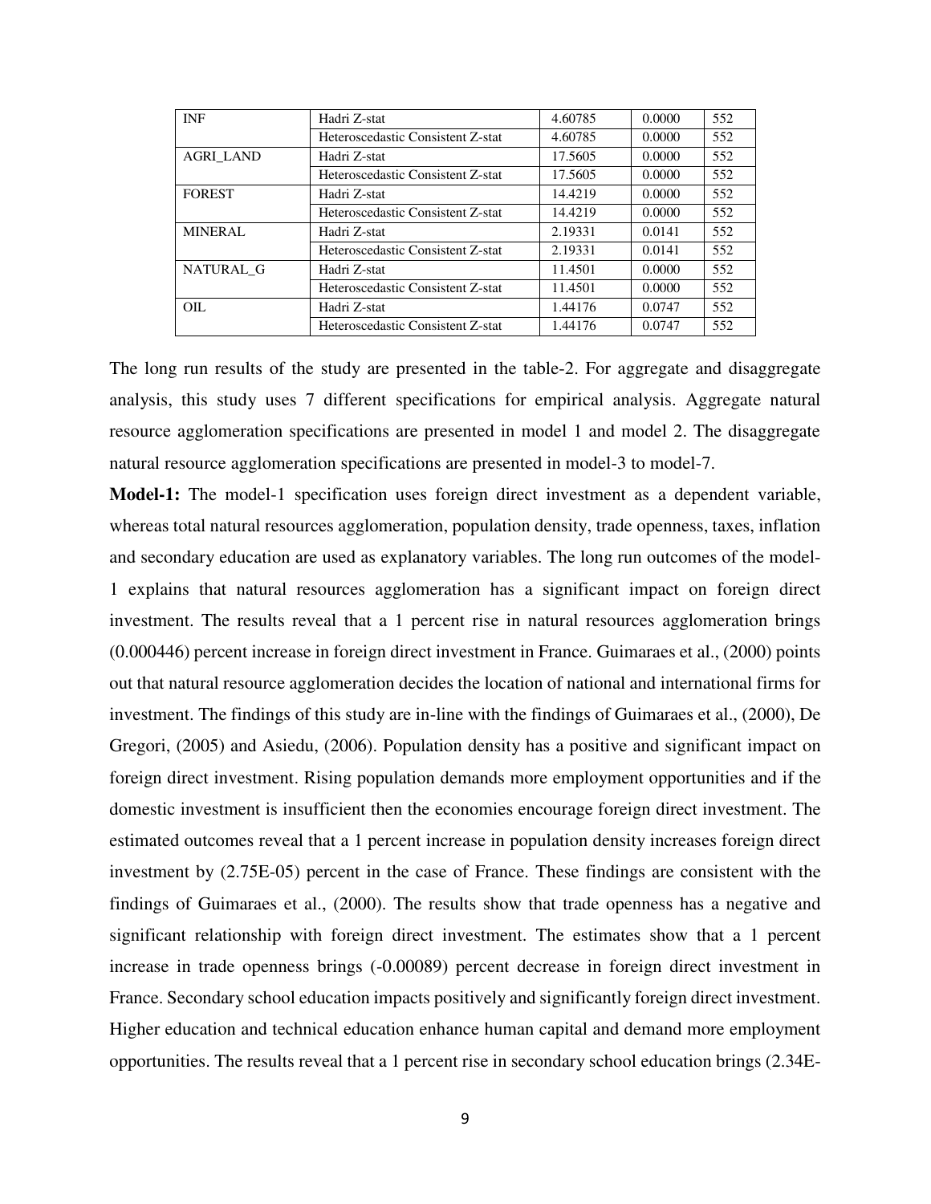| INF | Hadri Z-stat | 4.60785 | 0.0000 | 552 |
|---|---|---|---|---|
| | Heteroscedastic Consistent Z-stat | 4.60785 | 0.0000 | 552 |
| AGRI_LAND | Hadri Z-stat | 17.5605 | 0.0000 | 552 |
| | Heteroscedastic Consistent Z-stat | 17.5605 | 0.0000 | 552 |
| FOREST | Hadri Z-stat | 14.4219 | 0.0000 | 552 |
| | Heteroscedastic Consistent Z-stat | 14.4219 | 0.0000 | 552 |
| MINERAL | Hadri Z-stat | 2.19331 | 0.0141 | 552 |
| | Heteroscedastic Consistent Z-stat | 2.19331 | 0.0141 | 552 |
| NATURAL_G | Hadri Z-stat | 11.4501 | 0.0000 | 552 |
| | Heteroscedastic Consistent Z-stat | 11.4501 | 0.0000 | 552 |
| OIL | Hadri Z-stat | 1.44176 | 0.0747 | 552 |
| | Heteroscedastic Consistent Z-stat | 1.44176 | 0.0747 | 552 |

The long run results of the study are presented in the table-2. For aggregate and disaggregate analysis, this study uses 7 different specifications for empirical analysis. Aggregate natural resource agglomeration specifications are presented in model 1 and model 2. The disaggregate natural resource agglomeration specifications are presented in model-3 to model-7.

**Model-1:** The model-1 specification uses foreign direct investment as a dependent variable, whereas total natural resources agglomeration, population density, trade openness, taxes, inflation and secondary education are used as explanatory variables. The long run outcomes of the model-1 explains that natural resources agglomeration has a significant impact on foreign direct investment. The results reveal that a 1 percent rise in natural resources agglomeration brings (0.000446) percent increase in foreign direct investment in France. Guimaraes et al., (2000) points out that natural resource agglomeration decides the location of national and international firms for investment. The findings of this study are in-line with the findings of Guimaraes et al., (2000), De Gregori, (2005) and Asiedu, (2006). Population density has a positive and significant impact on foreign direct investment. Rising population demands more employment opportunities and if the domestic investment is insufficient then the economies encourage foreign direct investment. The estimated outcomes reveal that a 1 percent increase in population density increases foreign direct investment by (2.75E-05) percent in the case of France. These findings are consistent with the findings of Guimaraes et al., (2000). The results show that trade openness has a negative and significant relationship with foreign direct investment. The estimates show that a 1 percent increase in trade openness brings (-0.00089) percent decrease in foreign direct investment in France. Secondary school education impacts positively and significantly foreign direct investment. Higher education and technical education enhance human capital and demand more employment opportunities. The results reveal that a 1 percent rise in secondary school education brings (2.34E-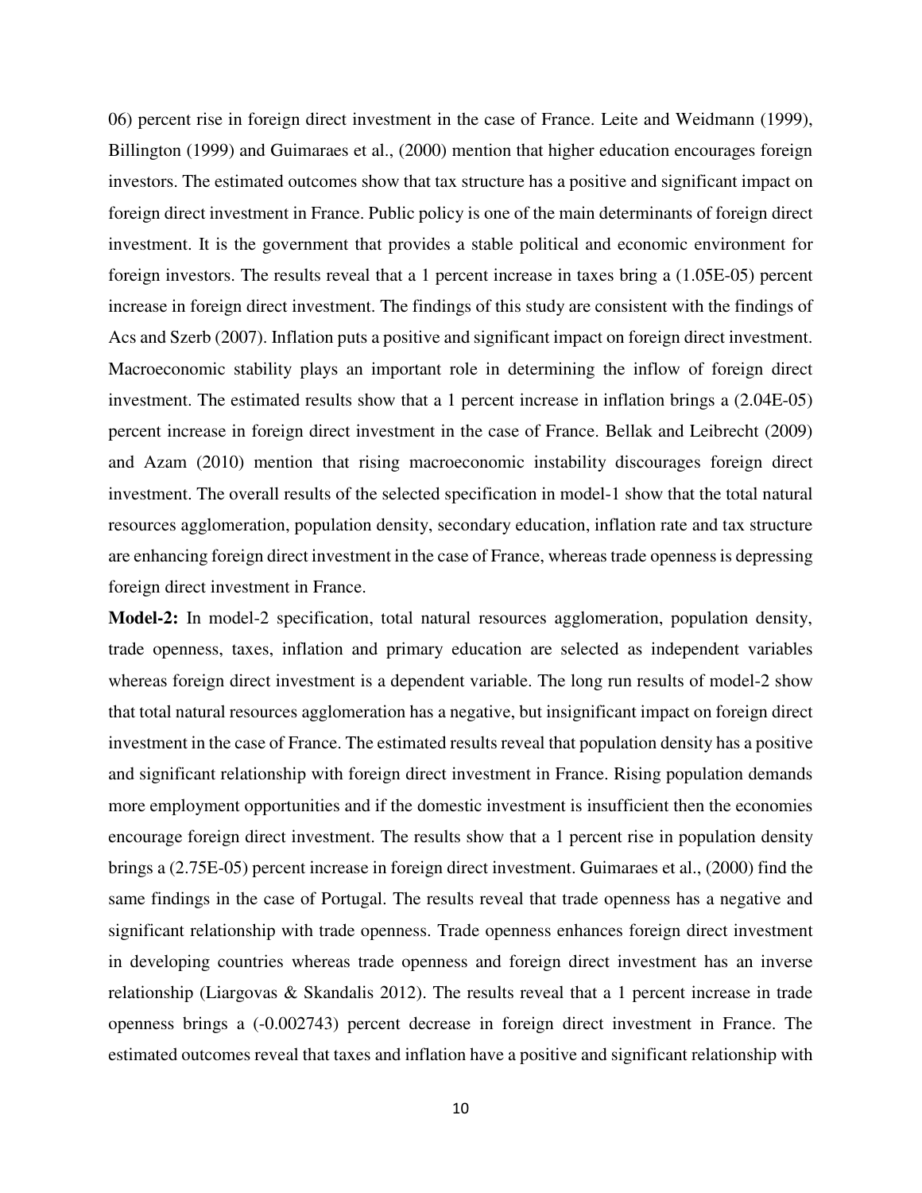06) percent rise in foreign direct investment in the case of France. Leite and Weidmann (1999), Billington (1999) and Guimaraes et al., (2000) mention that higher education encourages foreign investors. The estimated outcomes show that tax structure has a positive and significant impact on foreign direct investment in France. Public policy is one of the main determinants of foreign direct investment. It is the government that provides a stable political and economic environment for foreign investors. The results reveal that a 1 percent increase in taxes bring a (1.05E-05) percent increase in foreign direct investment. The findings of this study are consistent with the findings of Acs and Szerb (2007). Inflation puts a positive and significant impact on foreign direct investment. Macroeconomic stability plays an important role in determining the inflow of foreign direct investment. The estimated results show that a 1 percent increase in inflation brings a (2.04E-05) percent increase in foreign direct investment in the case of France. Bellak and Leibrecht (2009) and Azam (2010) mention that rising macroeconomic instability discourages foreign direct investment. The overall results of the selected specification in model-1 show that the total natural resources agglomeration, population density, secondary education, inflation rate and tax structure are enhancing foreign direct investment in the case of France, whereas trade openness is depressing foreign direct investment in France.

**Model-2:** In model-2 specification, total natural resources agglomeration, population density, trade openness, taxes, inflation and primary education are selected as independent variables whereas foreign direct investment is a dependent variable. The long run results of model-2 show that total natural resources agglomeration has a negative, but insignificant impact on foreign direct investment in the case of France. The estimated results reveal that population density has a positive and significant relationship with foreign direct investment in France. Rising population demands more employment opportunities and if the domestic investment is insufficient then the economies encourage foreign direct investment. The results show that a 1 percent rise in population density brings a (2.75E-05) percent increase in foreign direct investment. Guimaraes et al., (2000) find the same findings in the case of Portugal. The results reveal that trade openness has a negative and significant relationship with trade openness. Trade openness enhances foreign direct investment in developing countries whereas trade openness and foreign direct investment has an inverse relationship (Liargovas & Skandalis 2012). The results reveal that a 1 percent increase in trade openness brings a (-0.002743) percent decrease in foreign direct investment in France. The estimated outcomes reveal that taxes and inflation have a positive and significant relationship with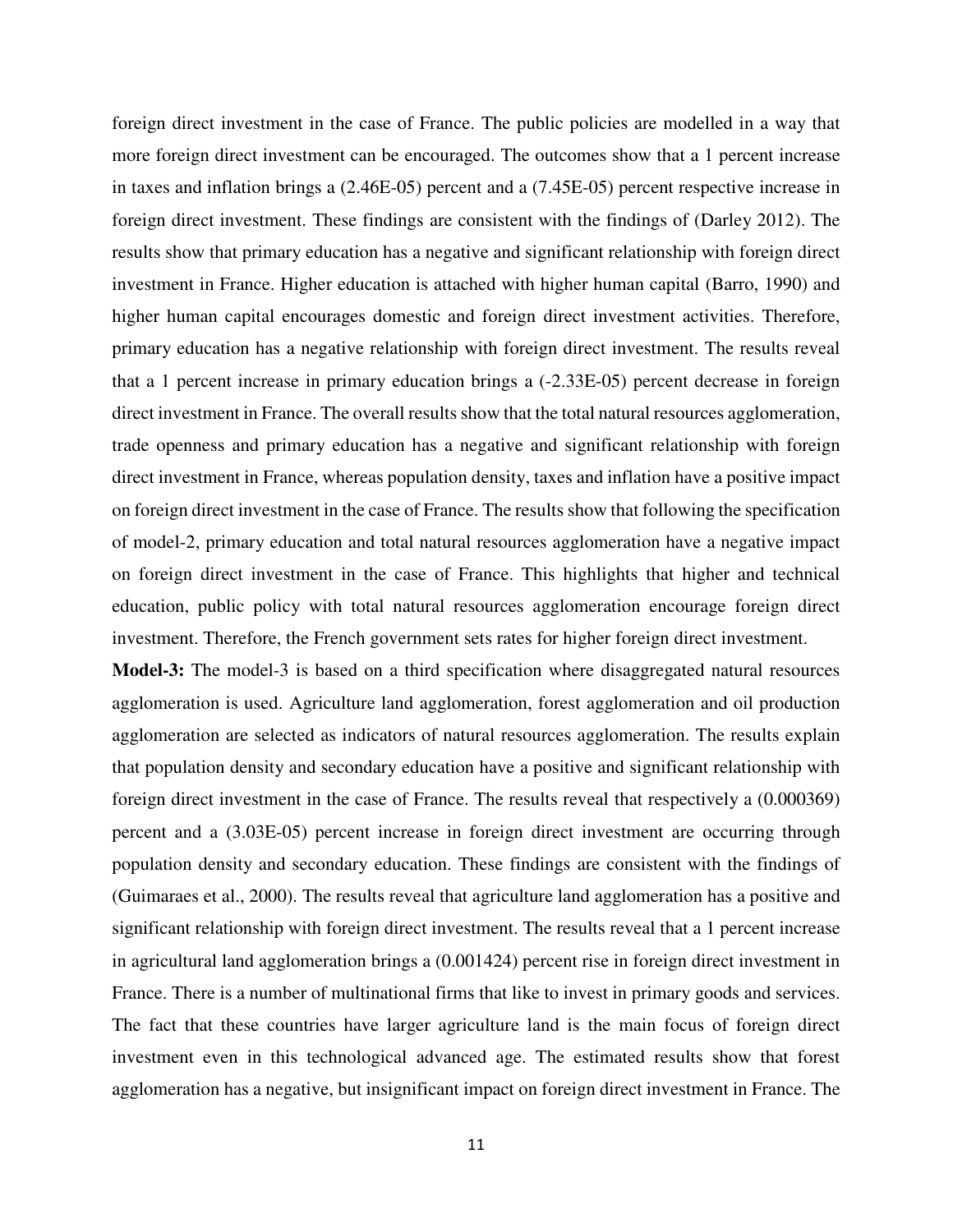foreign direct investment in the case of France. The public policies are modelled in a way that more foreign direct investment can be encouraged. The outcomes show that a 1 percent increase in taxes and inflation brings a (2.46E-05) percent and a (7.45E-05) percent respective increase in foreign direct investment. These findings are consistent with the findings of (Darley 2012). The results show that primary education has a negative and significant relationship with foreign direct investment in France. Higher education is attached with higher human capital (Barro, 1990) and higher human capital encourages domestic and foreign direct investment activities. Therefore, primary education has a negative relationship with foreign direct investment. The results reveal that a 1 percent increase in primary education brings a (-2.33E-05) percent decrease in foreign direct investment in France. The overall results show that the total natural resources agglomeration, trade openness and primary education has a negative and significant relationship with foreign direct investment in France, whereas population density, taxes and inflation have a positive impact on foreign direct investment in the case of France. The results show that following the specification of model-2, primary education and total natural resources agglomeration have a negative impact on foreign direct investment in the case of France. This highlights that higher and technical education, public policy with total natural resources agglomeration encourage foreign direct investment. Therefore, the French government sets rates for higher foreign direct investment.

**Model-3:** The model-3 is based on a third specification where disaggregated natural resources agglomeration is used. Agriculture land agglomeration, forest agglomeration and oil production agglomeration are selected as indicators of natural resources agglomeration. The results explain that population density and secondary education have a positive and significant relationship with foreign direct investment in the case of France. The results reveal that respectively a (0.000369) percent and a (3.03E-05) percent increase in foreign direct investment are occurring through population density and secondary education. These findings are consistent with the findings of (Guimaraes et al., 2000). The results reveal that agriculture land agglomeration has a positive and significant relationship with foreign direct investment. The results reveal that a 1 percent increase in agricultural land agglomeration brings a (0.001424) percent rise in foreign direct investment in France. There is a number of multinational firms that like to invest in primary goods and services. The fact that these countries have larger agriculture land is the main focus of foreign direct investment even in this technological advanced age. The estimated results show that forest agglomeration has a negative, but insignificant impact on foreign direct investment in France. The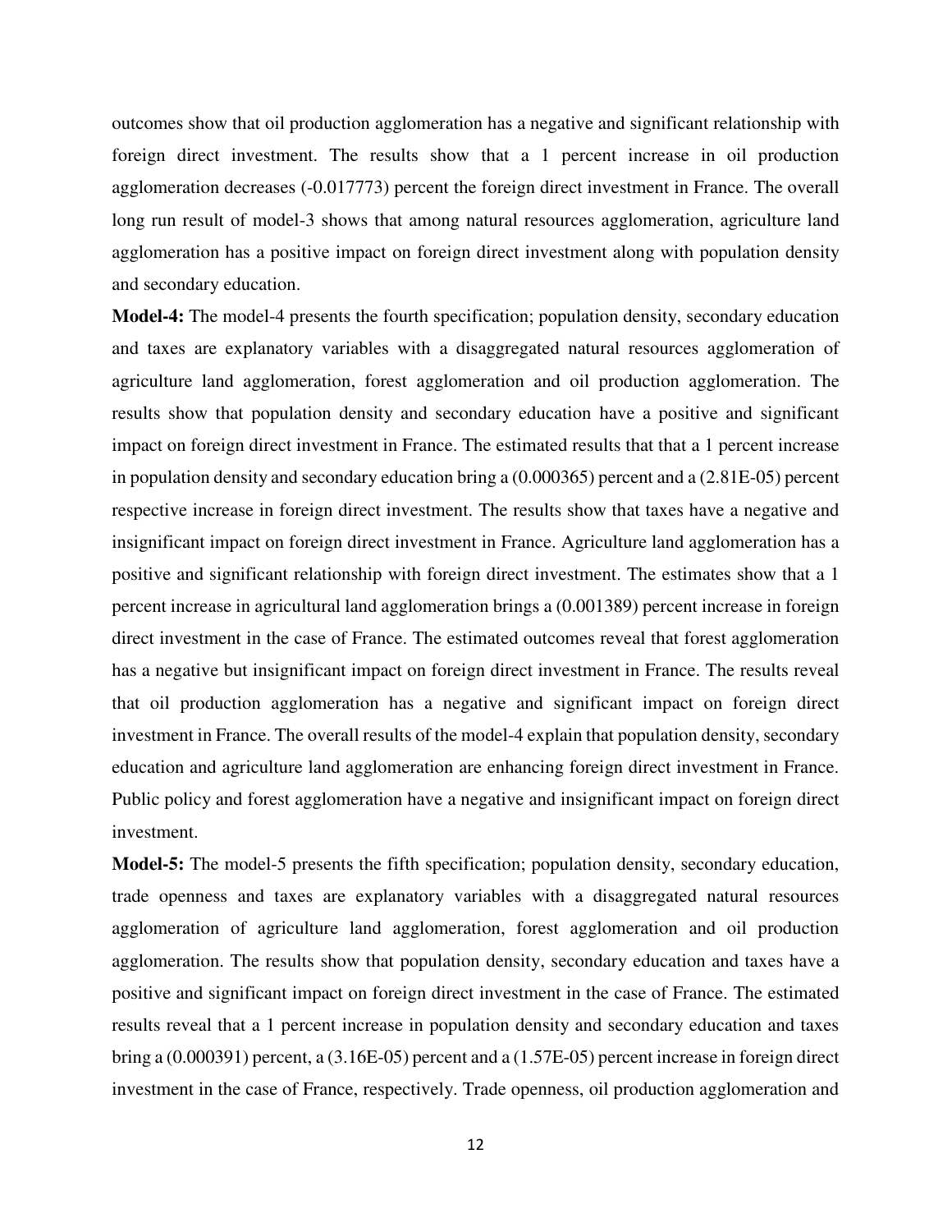outcomes show that oil production agglomeration has a negative and significant relationship with foreign direct investment. The results show that a 1 percent increase in oil production agglomeration decreases (-0.017773) percent the foreign direct investment in France. The overall long run result of model-3 shows that among natural resources agglomeration, agriculture land agglomeration has a positive impact on foreign direct investment along with population density and secondary education.

**Model-4:** The model-4 presents the fourth specification; population density, secondary education and taxes are explanatory variables with a disaggregated natural resources agglomeration of agriculture land agglomeration, forest agglomeration and oil production agglomeration. The results show that population density and secondary education have a positive and significant impact on foreign direct investment in France. The estimated results that that a 1 percent increase in population density and secondary education bring a (0.000365) percent and a (2.81E-05) percent respective increase in foreign direct investment. The results show that taxes have a negative and insignificant impact on foreign direct investment in France. Agriculture land agglomeration has a positive and significant relationship with foreign direct investment. The estimates show that a 1 percent increase in agricultural land agglomeration brings a (0.001389) percent increase in foreign direct investment in the case of France. The estimated outcomes reveal that forest agglomeration has a negative but insignificant impact on foreign direct investment in France. The results reveal that oil production agglomeration has a negative and significant impact on foreign direct investment in France. The overall results of the model-4 explain that population density, secondary education and agriculture land agglomeration are enhancing foreign direct investment in France. Public policy and forest agglomeration have a negative and insignificant impact on foreign direct investment.

**Model-5:** The model-5 presents the fifth specification; population density, secondary education, trade openness and taxes are explanatory variables with a disaggregated natural resources agglomeration of agriculture land agglomeration, forest agglomeration and oil production agglomeration. The results show that population density, secondary education and taxes have a positive and significant impact on foreign direct investment in the case of France. The estimated results reveal that a 1 percent increase in population density and secondary education and taxes bring a (0.000391) percent, a (3.16E-05) percent and a (1.57E-05) percent increase in foreign direct investment in the case of France, respectively. Trade openness, oil production agglomeration and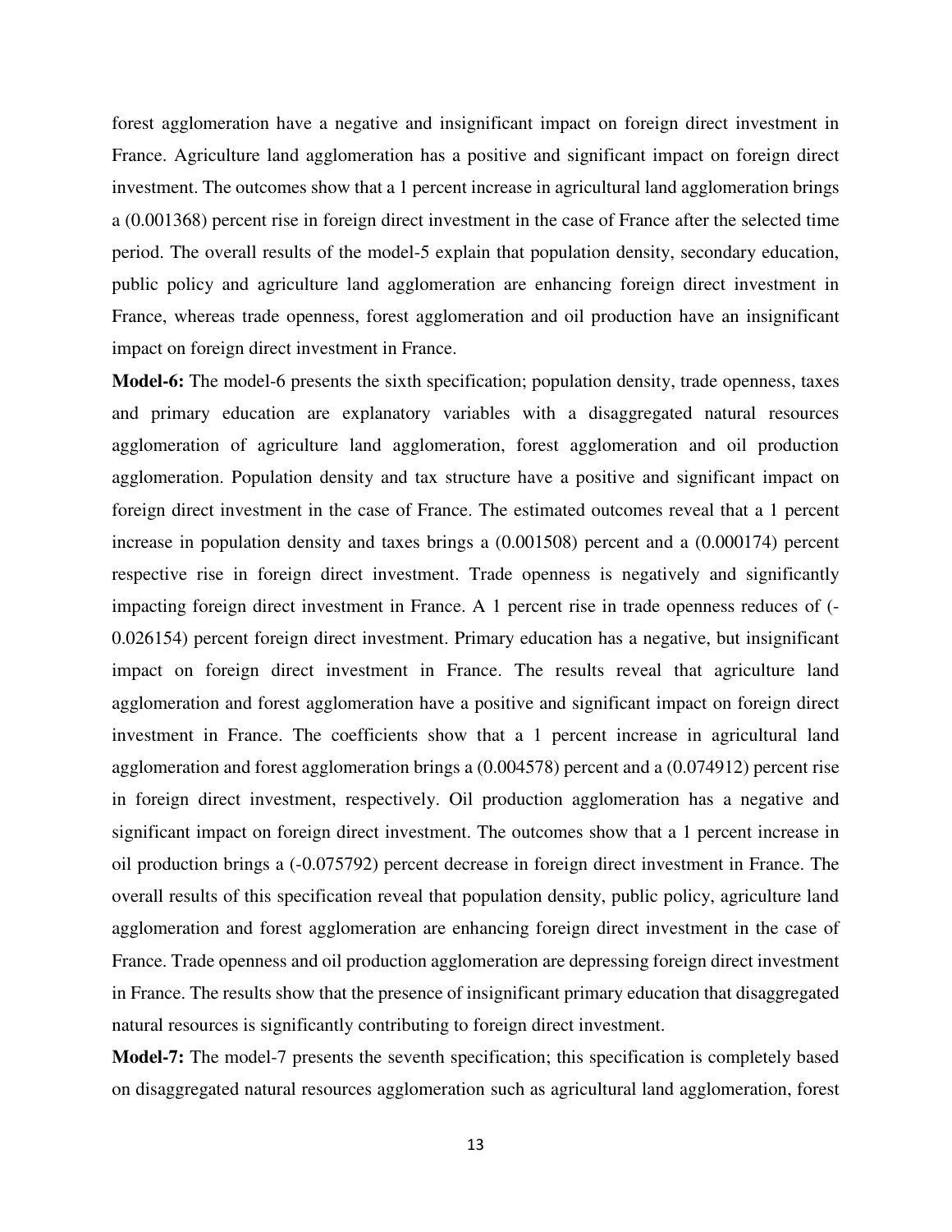forest agglomeration have a negative and insignificant impact on foreign direct investment in France. Agriculture land agglomeration has a positive and significant impact on foreign direct investment. The outcomes show that a 1 percent increase in agricultural land agglomeration brings a (0.001368) percent rise in foreign direct investment in the case of France after the selected time period. The overall results of the model-5 explain that population density, secondary education, public policy and agriculture land agglomeration are enhancing foreign direct investment in France, whereas trade openness, forest agglomeration and oil production have an insignificant impact on foreign direct investment in France.

**Model-6:** The model-6 presents the sixth specification; population density, trade openness, taxes and primary education are explanatory variables with a disaggregated natural resources agglomeration of agriculture land agglomeration, forest agglomeration and oil production agglomeration. Population density and tax structure have a positive and significant impact on foreign direct investment in the case of France. The estimated outcomes reveal that a 1 percent increase in population density and taxes brings a (0.001508) percent and a (0.000174) percent respective rise in foreign direct investment. Trade openness is negatively and significantly impacting foreign direct investment in France. A 1 percent rise in trade openness reduces of (-0.026154) percent foreign direct investment. Primary education has a negative, but insignificant impact on foreign direct investment in France. The results reveal that agriculture land agglomeration and forest agglomeration have a positive and significant impact on foreign direct investment in France. The coefficients show that a 1 percent increase in agricultural land agglomeration and forest agglomeration brings a (0.004578) percent and a (0.074912) percent rise in foreign direct investment, respectively. Oil production agglomeration has a negative and significant impact on foreign direct investment. The outcomes show that a 1 percent increase in oil production brings a (-0.075792) percent decrease in foreign direct investment in France. The overall results of this specification reveal that population density, public policy, agriculture land agglomeration and forest agglomeration are enhancing foreign direct investment in the case of France. Trade openness and oil production agglomeration are depressing foreign direct investment in France. The results show that the presence of insignificant primary education that disaggregated natural resources is significantly contributing to foreign direct investment.

**Model-7:** The model-7 presents the seventh specification; this specification is completely based on disaggregated natural resources agglomeration such as agricultural land agglomeration, forest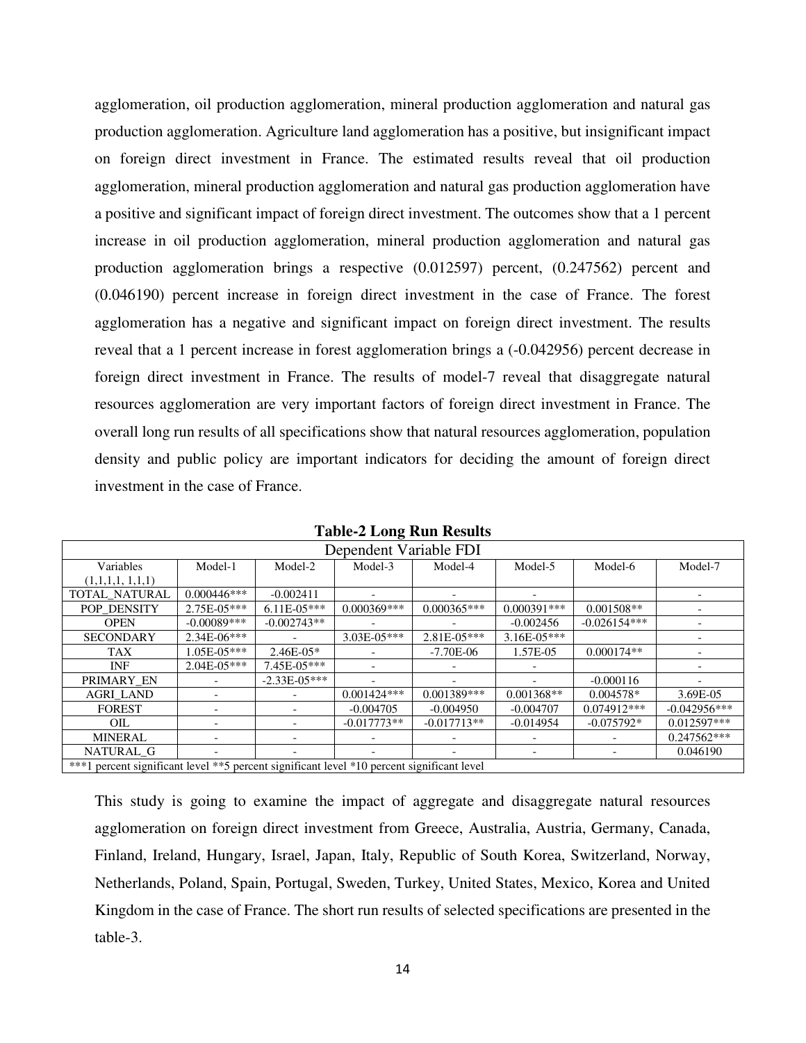agglomeration, oil production agglomeration, mineral production agglomeration and natural gas production agglomeration. Agriculture land agglomeration has a positive, but insignificant impact on foreign direct investment in France. The estimated results reveal that oil production agglomeration, mineral production agglomeration and natural gas production agglomeration have a positive and significant impact of foreign direct investment. The outcomes show that a 1 percent increase in oil production agglomeration, mineral production agglomeration and natural gas production agglomeration brings a respective (0.012597) percent, (0.247562) percent and (0.046190) percent increase in foreign direct investment in the case of France. The forest agglomeration has a negative and significant impact on foreign direct investment. The results reveal that a 1 percent increase in forest agglomeration brings a (-0.042956) percent decrease in foreign direct investment in France. The results of model-7 reveal that disaggregate natural resources agglomeration are very important factors of foreign direct investment in France. The overall long run results of all specifications show that natural resources agglomeration, population density and public policy are important indicators for deciding the amount of foreign direct investment in the case of France.

**Table-2 Long Run Results**

| Dependent Variable FDI | | | | | | | |
|---|---|---|---|---|---|---|---|
| Variables (1,1,1,1, 1,1,1) | Model-1 | Model-2 | Model-3 | Model-4 | Model-5 | Model-6 | Model-7 |
| TOTAL_NATURAL | 0.000446*** | -0.002411 | - | - | - | | - |
| POP_DENSITY | 2.75E-05*** | 6.11E-05*** | 0.000369*** | 0.000365*** | 0.000391*** | 0.001508** | - |
| OPEN | -0.00089*** | -0.002743** | - | - | -0.002456 | -0.026154*** | - |
| SECONDARY | 2.34E-06*** | - | 3.03E-05*** | 2.81E-05*** | 3.16E-05*** | | - |
| TAX | 1.05E-05*** | 2.46E-05* | - | -7.70E-06 | 1.57E-05 | 0.000174** | - |
| INF | 2.04E-05*** | 7.45E-05*** | - | - | - | | - |
| PRIMARY_EN | - | -2.33E-05*** | - | - | - | -0.000116 | - |
| AGRI_LAND | - | - | 0.001424*** | 0.001389*** | 0.001368** | 0.004578* | 3.69E-05 |
| FOREST | - | - | -0.004705 | -0.004950 | -0.004707 | 0.074912*** | -0.042956*** |
| OIL | - | - | -0.017773** | -0.017713** | -0.014954 | -0.075792* | 0.012597*** |
| MINERAL | - | - | - | - | - | - | 0.247562*** |
| NATURAL_G | - | - | - | - | - | - | 0.046190 |
| ***1 percent significant level **5 percent significant level *10 percent significant level | | | | | | | |

This study is going to examine the impact of aggregate and disaggregate natural resources agglomeration on foreign direct investment from Greece, Australia, Austria, Germany, Canada, Finland, Ireland, Hungary, Israel, Japan, Italy, Republic of South Korea, Switzerland, Norway, Netherlands, Poland, Spain, Portugal, Sweden, Turkey, United States, Mexico, Korea and United Kingdom in the case of France. The short run results of selected specifications are presented in the table-3.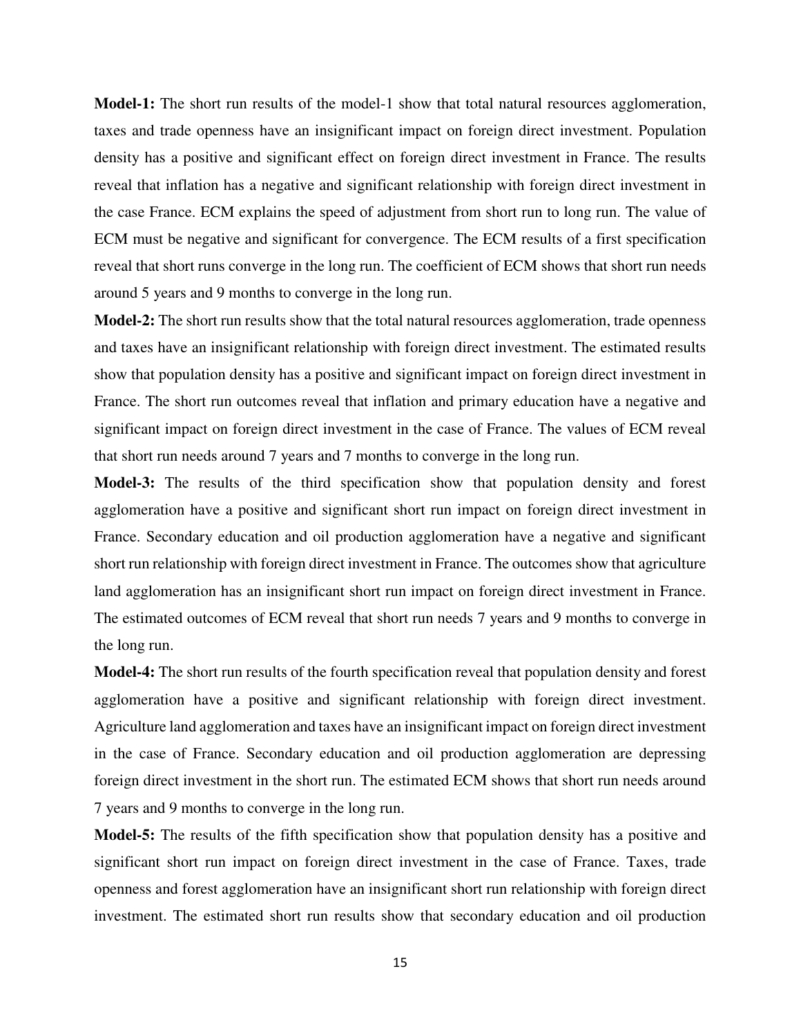**Model-1:** The short run results of the model-1 show that total natural resources agglomeration, taxes and trade openness have an insignificant impact on foreign direct investment. Population density has a positive and significant effect on foreign direct investment in France. The results reveal that inflation has a negative and significant relationship with foreign direct investment in the case France. ECM explains the speed of adjustment from short run to long run. The value of ECM must be negative and significant for convergence. The ECM results of a first specification reveal that short runs converge in the long run. The coefficient of ECM shows that short run needs around 5 years and 9 months to converge in the long run.

**Model-2:** The short run results show that the total natural resources agglomeration, trade openness and taxes have an insignificant relationship with foreign direct investment. The estimated results show that population density has a positive and significant impact on foreign direct investment in France. The short run outcomes reveal that inflation and primary education have a negative and significant impact on foreign direct investment in the case of France. The values of ECM reveal that short run needs around 7 years and 7 months to converge in the long run.

**Model-3:** The results of the third specification show that population density and forest agglomeration have a positive and significant short run impact on foreign direct investment in France. Secondary education and oil production agglomeration have a negative and significant short run relationship with foreign direct investment in France. The outcomes show that agriculture land agglomeration has an insignificant short run impact on foreign direct investment in France. The estimated outcomes of ECM reveal that short run needs 7 years and 9 months to converge in the long run.

**Model-4:** The short run results of the fourth specification reveal that population density and forest agglomeration have a positive and significant relationship with foreign direct investment. Agriculture land agglomeration and taxes have an insignificant impact on foreign direct investment in the case of France. Secondary education and oil production agglomeration are depressing foreign direct investment in the short run. The estimated ECM shows that short run needs around 7 years and 9 months to converge in the long run.

**Model-5:** The results of the fifth specification show that population density has a positive and significant short run impact on foreign direct investment in the case of France. Taxes, trade openness and forest agglomeration have an insignificant short run relationship with foreign direct investment. The estimated short run results show that secondary education and oil production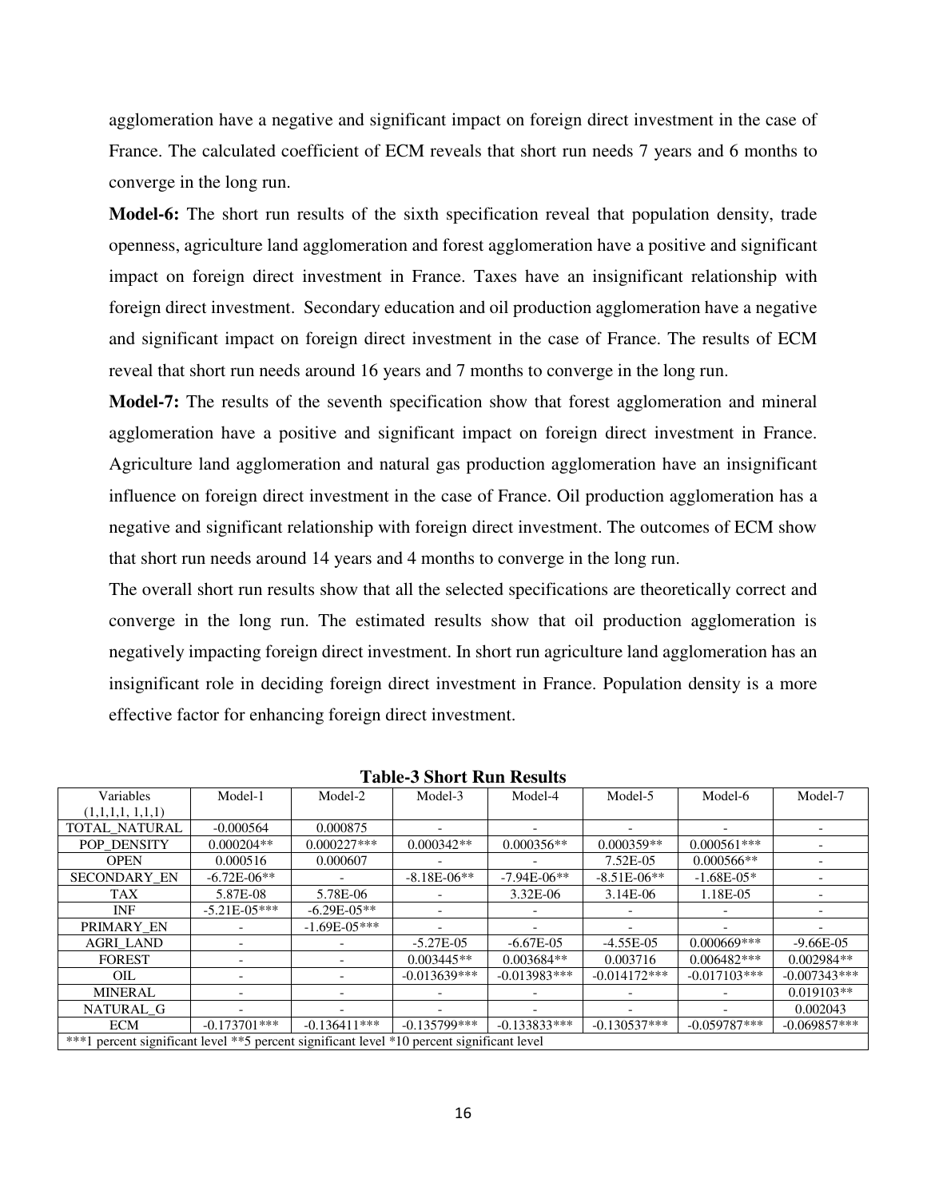agglomeration have a negative and significant impact on foreign direct investment in the case of France. The calculated coefficient of ECM reveals that short run needs 7 years and 6 months to converge in the long run.

**Model-6:** The short run results of the sixth specification reveal that population density, trade openness, agriculture land agglomeration and forest agglomeration have a positive and significant impact on foreign direct investment in France. Taxes have an insignificant relationship with foreign direct investment. Secondary education and oil production agglomeration have a negative and significant impact on foreign direct investment in the case of France. The results of ECM reveal that short run needs around 16 years and 7 months to converge in the long run.

**Model-7:** The results of the seventh specification show that forest agglomeration and mineral agglomeration have a positive and significant impact on foreign direct investment in France. Agriculture land agglomeration and natural gas production agglomeration have an insignificant influence on foreign direct investment in the case of France. Oil production agglomeration has a negative and significant relationship with foreign direct investment. The outcomes of ECM show that short run needs around 14 years and 4 months to converge in the long run.

The overall short run results show that all the selected specifications are theoretically correct and converge in the long run. The estimated results show that oil production agglomeration is negatively impacting foreign direct investment. In short run agriculture land agglomeration has an insignificant role in deciding foreign direct investment in France. Population density is a more effective factor for enhancing foreign direct investment.

**Table-3 Short Run Results**

| Variables (1,1,1,1, 1,1,1) | Model-1 | Model-2 | Model-3 | Model-4 | Model-5 | Model-6 | Model-7 |
|---|---|---|---|---|---|---|---|
| TOTAL_NATURAL | -0.000564 | 0.000875 | - | - | - | - | - |
| POP_DENSITY | 0.000204** | 0.000227*** | 0.000342** | 0.000356** | 0.000359** | 0.000561*** | - |
| OPEN | 0.000516 | 0.000607 | - | - | 7.52E-05 | 0.000566** | - |
| SECONDARY_EN | -6.72E-06** | - | -8.18E-06** | -7.94E-06** | -8.51E-06** | -1.68E-05* | - |
| TAX | 5.87E-08 | 5.78E-06 | - | 3.32E-06 | 3.14E-06 | 1.18E-05 | - |
| INF | -5.21E-05*** | -6.29E-05** | - | - | - | - | - |
| PRIMARY_EN | - | -1.69E-05*** | - | - | - | - | - |
| AGRI_LAND | - | - | -5.27E-05 | -6.67E-05 | -4.55E-05 | 0.000669*** | -9.66E-05 |
| FOREST | - | - | 0.003445** | 0.003684** | 0.003716 | 0.006482*** | 0.002984** |
| OIL | - | - | -0.013639*** | -0.013983*** | -0.014172*** | -0.017103*** | -0.007343*** |
| MINERAL | - | - | - | - | - | - | 0.019103** |
| NATURAL_G | - | - | - | - | - | - | 0.002043 |
| ECM | -0.173701*** | -0.136411*** | -0.135799*** | -0.133833*** | -0.130537*** | -0.059787*** | -0.069857*** |

***1 percent significant level **5 percent significant level *10 percent significant level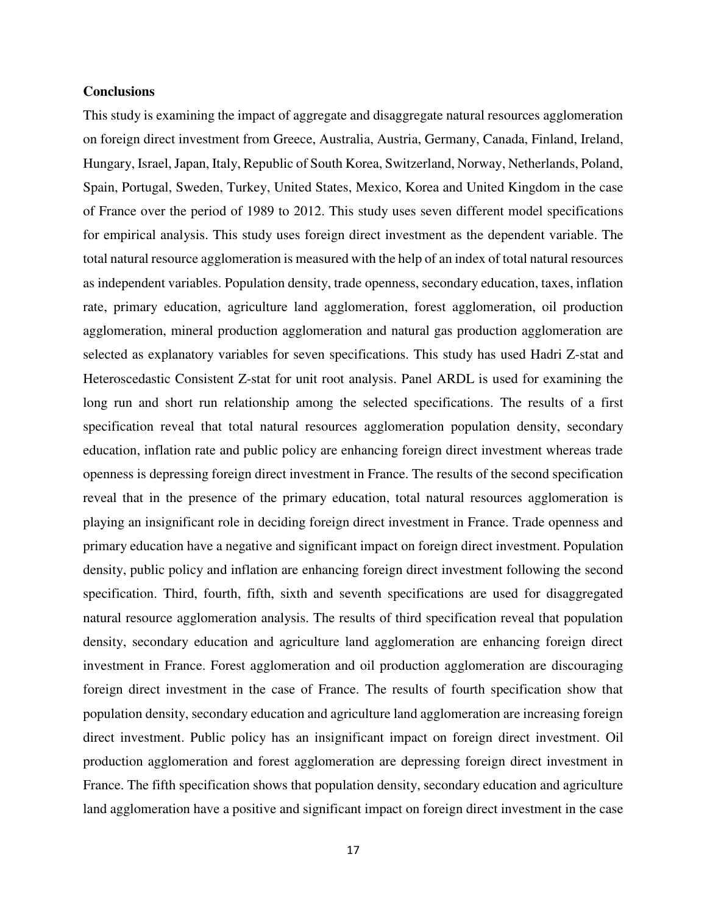## Conclusions

This study is examining the impact of aggregate and disaggregate natural resources agglomeration on foreign direct investment from Greece, Australia, Austria, Germany, Canada, Finland, Ireland, Hungary, Israel, Japan, Italy, Republic of South Korea, Switzerland, Norway, Netherlands, Poland, Spain, Portugal, Sweden, Turkey, United States, Mexico, Korea and United Kingdom in the case of France over the period of 1989 to 2012. This study uses seven different model specifications for empirical analysis. This study uses foreign direct investment as the dependent variable. The total natural resource agglomeration is measured with the help of an index of total natural resources as independent variables. Population density, trade openness, secondary education, taxes, inflation rate, primary education, agriculture land agglomeration, forest agglomeration, oil production agglomeration, mineral production agglomeration and natural gas production agglomeration are selected as explanatory variables for seven specifications. This study has used Hadri Z-stat and Heteroscedastic Consistent Z-stat for unit root analysis. Panel ARDL is used for examining the long run and short run relationship among the selected specifications. The results of a first specification reveal that total natural resources agglomeration population density, secondary education, inflation rate and public policy are enhancing foreign direct investment whereas trade openness is depressing foreign direct investment in France. The results of the second specification reveal that in the presence of the primary education, total natural resources agglomeration is playing an insignificant role in deciding foreign direct investment in France. Trade openness and primary education have a negative and significant impact on foreign direct investment. Population density, public policy and inflation are enhancing foreign direct investment following the second specification. Third, fourth, fifth, sixth and seventh specifications are used for disaggregated natural resource agglomeration analysis. The results of third specification reveal that population density, secondary education and agriculture land agglomeration are enhancing foreign direct investment in France. Forest agglomeration and oil production agglomeration are discouraging foreign direct investment in the case of France. The results of fourth specification show that population density, secondary education and agriculture land agglomeration are increasing foreign direct investment. Public policy has an insignificant impact on foreign direct investment. Oil production agglomeration and forest agglomeration are depressing foreign direct investment in France. The fifth specification shows that population density, secondary education and agriculture land agglomeration have a positive and significant impact on foreign direct investment in the case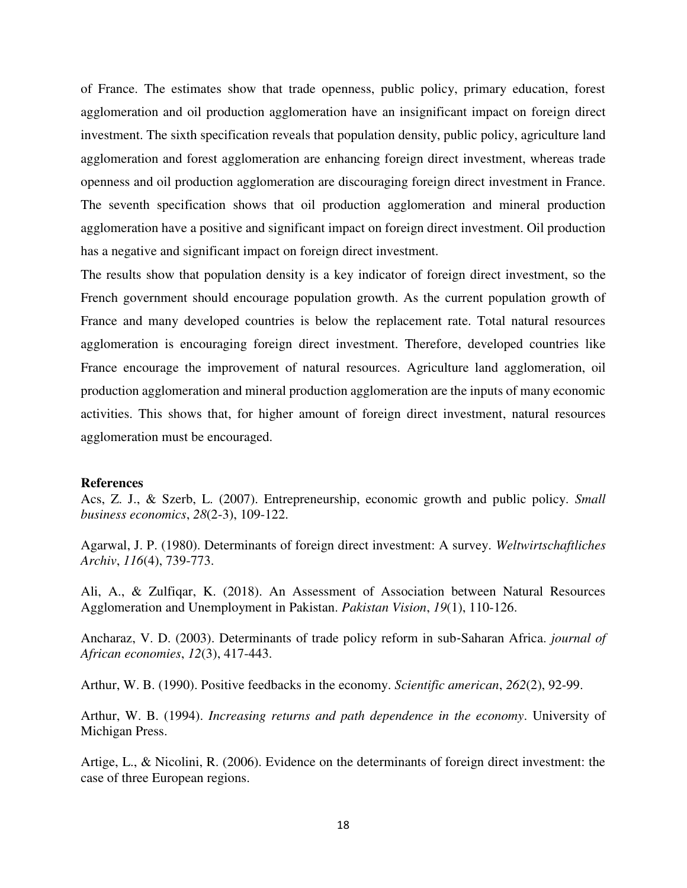of France. The estimates show that trade openness, public policy, primary education, forest agglomeration and oil production agglomeration have an insignificant impact on foreign direct investment. The sixth specification reveals that population density, public policy, agriculture land agglomeration and forest agglomeration are enhancing foreign direct investment, whereas trade openness and oil production agglomeration are discouraging foreign direct investment in France. The seventh specification shows that oil production agglomeration and mineral production agglomeration have a positive and significant impact on foreign direct investment. Oil production has a negative and significant impact on foreign direct investment.

The results show that population density is a key indicator of foreign direct investment, so the French government should encourage population growth. As the current population growth of France and many developed countries is below the replacement rate. Total natural resources agglomeration is encouraging foreign direct investment. Therefore, developed countries like France encourage the improvement of natural resources. Agriculture land agglomeration, oil production agglomeration and mineral production agglomeration are the inputs of many economic activities. This shows that, for higher amount of foreign direct investment, natural resources agglomeration must be encouraged.

**References**

Acs, Z. J., & Szerb, L. (2007). Entrepreneurship, economic growth and public policy. *Small business economics*, *28*(2-3), 109-122.

Agarwal, J. P. (1980). Determinants of foreign direct investment: A survey. *Weltwirtschaftliches Archiv*, *116*(4), 739-773.

Ali, A., & Zulfiqar, K. (2018). An Assessment of Association between Natural Resources Agglomeration and Unemployment in Pakistan. *Pakistan Vision*, *19*(1), 110-126.

Ancharaz, V. D. (2003). Determinants of trade policy reform in sub-Saharan Africa. *journal of African economies*, *12*(3), 417-443.

Arthur, W. B. (1990). Positive feedbacks in the economy. *Scientific american*, *262*(2), 92-99.

Arthur, W. B. (1994). *Increasing returns and path dependence in the economy*. University of Michigan Press.

Artige, L., & Nicolini, R. (2006). Evidence on the determinants of foreign direct investment: the case of three European regions.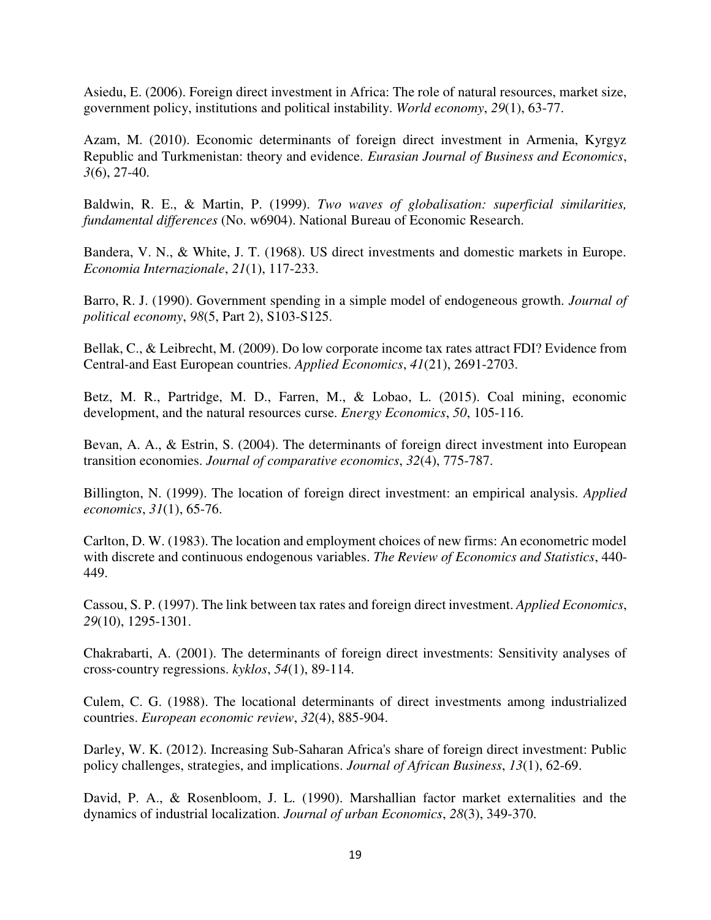Asiedu, E. (2006). Foreign direct investment in Africa: The role of natural resources, market size, government policy, institutions and political instability. *World economy*, *29*(1), 63-77.

Azam, M. (2010). Economic determinants of foreign direct investment in Armenia, Kyrgyz Republic and Turkmenistan: theory and evidence. *Eurasian Journal of Business and Economics*, *3*(6), 27-40.

Baldwin, R. E., & Martin, P. (1999). *Two waves of globalisation: superficial similarities, fundamental differences* (No. w6904). National Bureau of Economic Research.

Bandera, V. N., & White, J. T. (1968). US direct investments and domestic markets in Europe. *Economia Internazionale*, *21*(1), 117-233.

Barro, R. J. (1990). Government spending in a simple model of endogeneous growth. *Journal of political economy*, *98*(5, Part 2), S103-S125.

Bellak, C., & Leibrecht, M. (2009). Do low corporate income tax rates attract FDI? Evidence from Central-and East European countries. *Applied Economics*, *41*(21), 2691-2703.

Betz, M. R., Partridge, M. D., Farren, M., & Lobao, L. (2015). Coal mining, economic development, and the natural resources curse. *Energy Economics*, *50*, 105-116.

Bevan, A. A., & Estrin, S. (2004). The determinants of foreign direct investment into European transition economies. *Journal of comparative economics*, *32*(4), 775-787.

Billington, N. (1999). The location of foreign direct investment: an empirical analysis. *Applied economics*, *31*(1), 65-76.

Carlton, D. W. (1983). The location and employment choices of new firms: An econometric model with discrete and continuous endogenous variables. *The Review of Economics and Statistics*, 440-449.

Cassou, S. P. (1997). The link between tax rates and foreign direct investment. *Applied Economics*, *29*(10), 1295-1301.

Chakrabarti, A. (2001). The determinants of foreign direct investments: Sensitivity analyses of cross-country regressions. *kyklos*, *54*(1), 89-114.

Culem, C. G. (1988). The locational determinants of direct investments among industrialized countries. *European economic review*, *32*(4), 885-904.

Darley, W. K. (2012). Increasing Sub-Saharan Africa's share of foreign direct investment: Public policy challenges, strategies, and implications. *Journal of African Business*, *13*(1), 62-69.

David, P. A., & Rosenbloom, J. L. (1990). Marshallian factor market externalities and the dynamics of industrial localization. *Journal of urban Economics*, *28*(3), 349-370.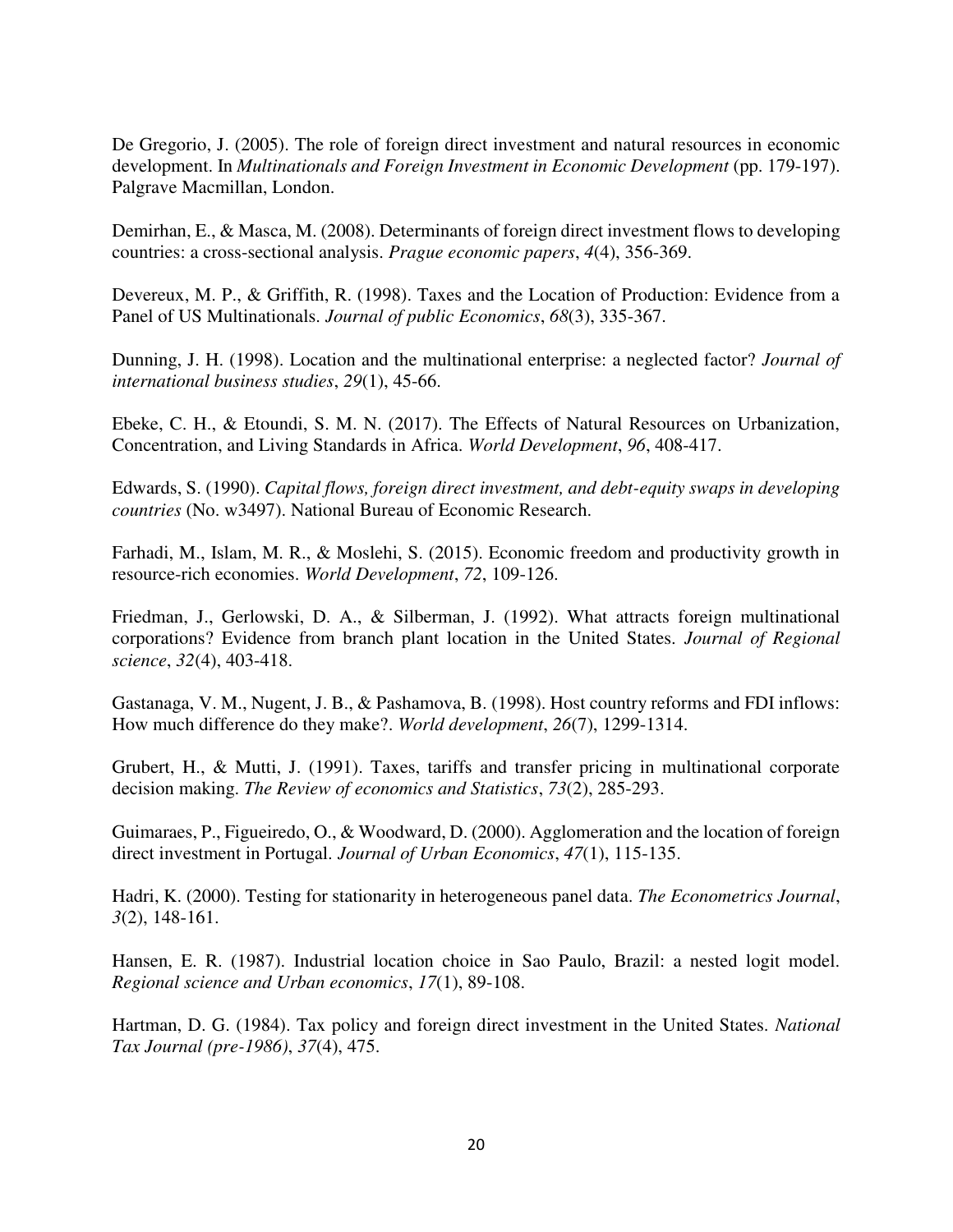De Gregorio, J. (2005). The role of foreign direct investment and natural resources in economic development. In *Multinationals and Foreign Investment in Economic Development* (pp. 179-197). Palgrave Macmillan, London.

Demirhan, E., & Masca, M. (2008). Determinants of foreign direct investment flows to developing countries: a cross-sectional analysis. *Prague economic papers*, *4*(4), 356-369.

Devereux, M. P., & Griffith, R. (1998). Taxes and the Location of Production: Evidence from a Panel of US Multinationals. *Journal of public Economics*, *68*(3), 335-367.

Dunning, J. H. (1998). Location and the multinational enterprise: a neglected factor? *Journal of international business studies*, *29*(1), 45-66.

Ebeke, C. H., & Etoundi, S. M. N. (2017). The Effects of Natural Resources on Urbanization, Concentration, and Living Standards in Africa. *World Development*, *96*, 408-417.

Edwards, S. (1990). *Capital flows, foreign direct investment, and debt-equity swaps in developing countries* (No. w3497). National Bureau of Economic Research.

Farhadi, M., Islam, M. R., & Moslehi, S. (2015). Economic freedom and productivity growth in resource-rich economies. *World Development*, *72*, 109-126.

Friedman, J., Gerlowski, D. A., & Silberman, J. (1992). What attracts foreign multinational corporations? Evidence from branch plant location in the United States. *Journal of Regional science*, *32*(4), 403-418.

Gastanaga, V. M., Nugent, J. B., & Pashamova, B. (1998). Host country reforms and FDI inflows: How much difference do they make?. *World development*, *26*(7), 1299-1314.

Grubert, H., & Mutti, J. (1991). Taxes, tariffs and transfer pricing in multinational corporate decision making. *The Review of economics and Statistics*, *73*(2), 285-293.

Guimaraes, P., Figueiredo, O., & Woodward, D. (2000). Agglomeration and the location of foreign direct investment in Portugal. *Journal of Urban Economics*, *47*(1), 115-135.

Hadri, K. (2000). Testing for stationarity in heterogeneous panel data. *The Econometrics Journal*, *3*(2), 148-161.

Hansen, E. R. (1987). Industrial location choice in Sao Paulo, Brazil: a nested logit model. *Regional science and Urban economics*, *17*(1), 89-108.

Hartman, D. G. (1984). Tax policy and foreign direct investment in the United States. *National Tax Journal (pre-1986)*, *37*(4), 475.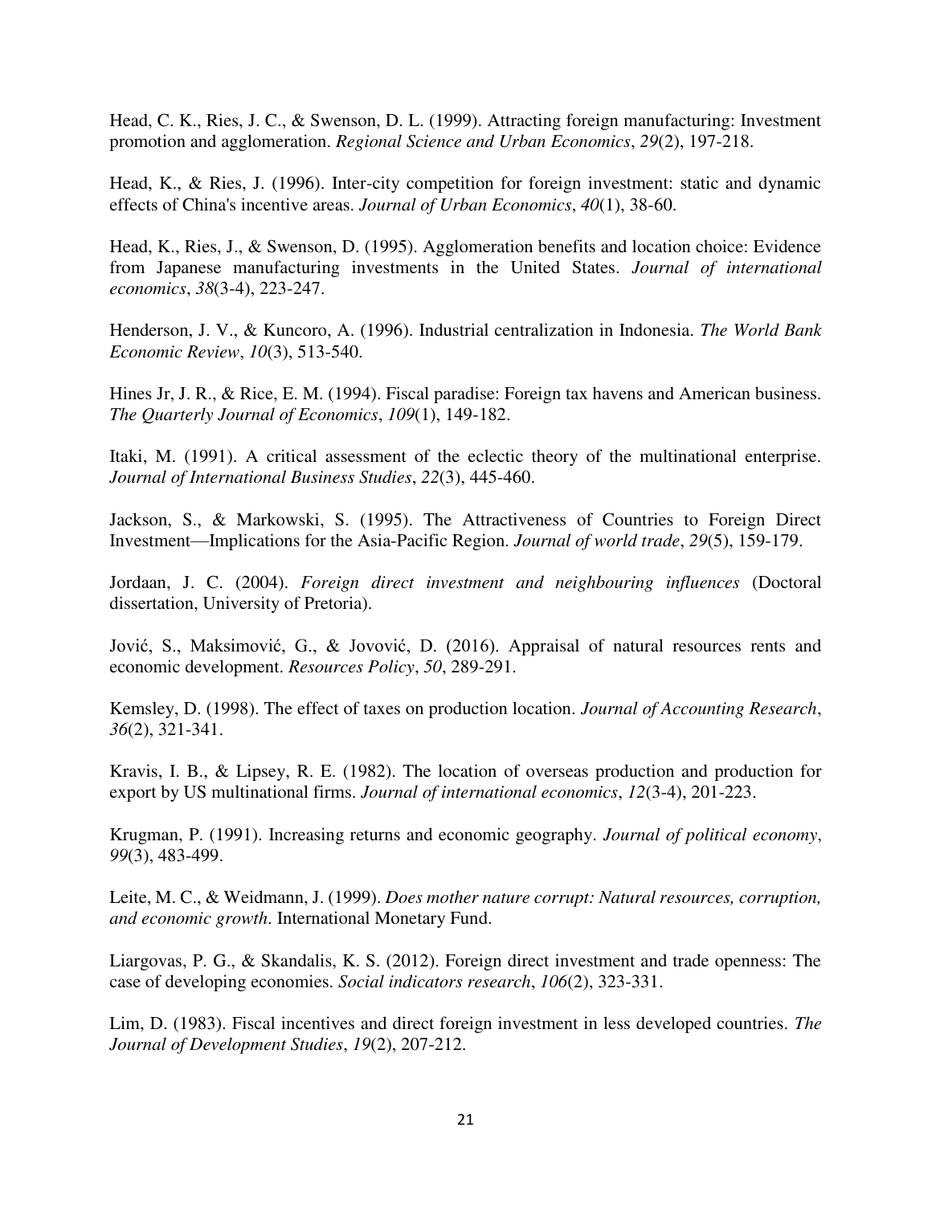Head, C. K., Ries, J. C., & Swenson, D. L. (1999). Attracting foreign manufacturing: Investment promotion and agglomeration. *Regional Science and Urban Economics*, *29*(2), 197-218.

Head, K., & Ries, J. (1996). Inter-city competition for foreign investment: static and dynamic effects of China's incentive areas. *Journal of Urban Economics*, *40*(1), 38-60.

Head, K., Ries, J., & Swenson, D. (1995). Agglomeration benefits and location choice: Evidence from Japanese manufacturing investments in the United States. *Journal of international economics*, *38*(3-4), 223-247.

Henderson, J. V., & Kuncoro, A. (1996). Industrial centralization in Indonesia. *The World Bank Economic Review*, *10*(3), 513-540.

Hines Jr, J. R., & Rice, E. M. (1994). Fiscal paradise: Foreign tax havens and American business. *The Quarterly Journal of Economics*, *109*(1), 149-182.

Itaki, M. (1991). A critical assessment of the eclectic theory of the multinational enterprise. *Journal of International Business Studies*, *22*(3), 445-460.

Jackson, S., & Markowski, S. (1995). The Attractiveness of Countries to Foreign Direct Investment—Implications for the Asia-Pacific Region. *Journal of world trade*, *29*(5), 159-179.

Jordaan, J. C. (2004). *Foreign direct investment and neighbouring influences* (Doctoral dissertation, University of Pretoria).

Jović, S., Maksimović, G., & Jovović, D. (2016). Appraisal of natural resources rents and economic development. *Resources Policy*, *50*, 289-291.

Kemsley, D. (1998). The effect of taxes on production location. *Journal of Accounting Research*, *36*(2), 321-341.

Kravis, I. B., & Lipsey, R. E. (1982). The location of overseas production and production for export by US multinational firms. *Journal of international economics*, *12*(3-4), 201-223.

Krugman, P. (1991). Increasing returns and economic geography. *Journal of political economy*, *99*(3), 483-499.

Leite, M. C., & Weidmann, J. (1999). *Does mother nature corrupt: Natural resources, corruption, and economic growth*. International Monetary Fund.

Liargovas, P. G., & Skandalis, K. S. (2012). Foreign direct investment and trade openness: The case of developing economies. *Social indicators research*, *106*(2), 323-331.

Lim, D. (1983). Fiscal incentives and direct foreign investment in less developed countries. *The Journal of Development Studies*, *19*(2), 207-212.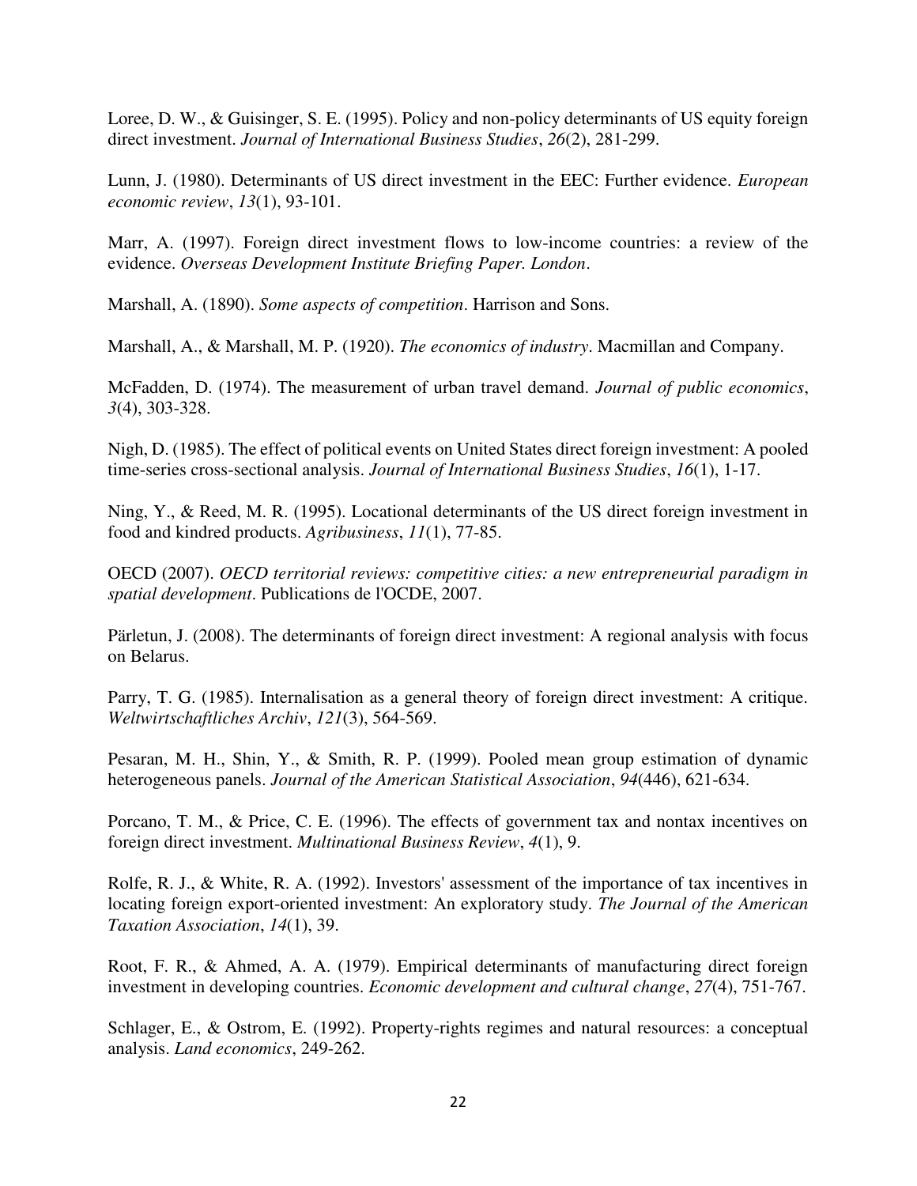Loree, D. W., & Guisinger, S. E. (1995). Policy and non-policy determinants of US equity foreign direct investment. *Journal of International Business Studies*, *26*(2), 281-299.

Lunn, J. (1980). Determinants of US direct investment in the EEC: Further evidence. *European economic review*, *13*(1), 93-101.

Marr, A. (1997). Foreign direct investment flows to low-income countries: a review of the evidence. *Overseas Development Institute Briefing Paper. London*.

Marshall, A. (1890). *Some aspects of competition*. Harrison and Sons.

Marshall, A., & Marshall, M. P. (1920). *The economics of industry*. Macmillan and Company.

McFadden, D. (1974). The measurement of urban travel demand. *Journal of public economics*, *3*(4), 303-328.

Nigh, D. (1985). The effect of political events on United States direct foreign investment: A pooled time-series cross-sectional analysis. *Journal of International Business Studies*, *16*(1), 1-17.

Ning, Y., & Reed, M. R. (1995). Locational determinants of the US direct foreign investment in food and kindred products. *Agribusiness*, *11*(1), 77-85.

OECD (2007). *OECD territorial reviews: competitive cities: a new entrepreneurial paradigm in spatial development*. Publications de l'OCDE, 2007.

Pärletun, J. (2008). The determinants of foreign direct investment: A regional analysis with focus on Belarus.

Parry, T. G. (1985). Internalisation as a general theory of foreign direct investment: A critique. *Weltwirtschaftliches Archiv*, *121*(3), 564-569.

Pesaran, M. H., Shin, Y., & Smith, R. P. (1999). Pooled mean group estimation of dynamic heterogeneous panels. *Journal of the American Statistical Association*, *94*(446), 621-634.

Porcano, T. M., & Price, C. E. (1996). The effects of government tax and nontax incentives on foreign direct investment. *Multinational Business Review*, *4*(1), 9.

Rolfe, R. J., & White, R. A. (1992). Investors' assessment of the importance of tax incentives in locating foreign export-oriented investment: An exploratory study. *The Journal of the American Taxation Association*, *14*(1), 39.

Root, F. R., & Ahmed, A. A. (1979). Empirical determinants of manufacturing direct foreign investment in developing countries. *Economic development and cultural change*, *27*(4), 751-767.

Schlager, E., & Ostrom, E. (1992). Property-rights regimes and natural resources: a conceptual analysis. *Land economics*, 249-262.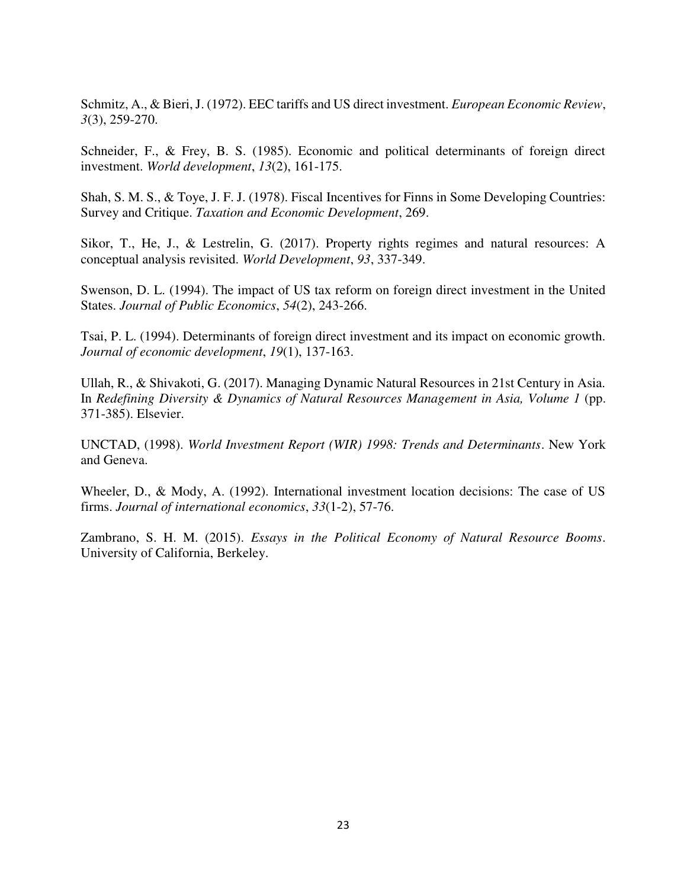Schmitz, A., & Bieri, J. (1972). EEC tariffs and US direct investment. *European Economic Review*, *3*(3), 259-270.

Schneider, F., & Frey, B. S. (1985). Economic and political determinants of foreign direct investment. *World development*, *13*(2), 161-175.

Shah, S. M. S., & Toye, J. F. J. (1978). Fiscal Incentives for Finns in Some Developing Countries: Survey and Critique. *Taxation and Economic Development*, 269.

Sikor, T., He, J., & Lestrelin, G. (2017). Property rights regimes and natural resources: A conceptual analysis revisited. *World Development*, *93*, 337-349.

Swenson, D. L. (1994). The impact of US tax reform on foreign direct investment in the United States. *Journal of Public Economics*, *54*(2), 243-266.

Tsai, P. L. (1994). Determinants of foreign direct investment and its impact on economic growth. *Journal of economic development*, *19*(1), 137-163.

Ullah, R., & Shivakoti, G. (2017). Managing Dynamic Natural Resources in 21st Century in Asia. In *Redefining Diversity & Dynamics of Natural Resources Management in Asia, Volume 1* (pp. 371-385). Elsevier.

UNCTAD, (1998). *World Investment Report (WIR) 1998: Trends and Determinants*. New York and Geneva.

Wheeler, D., & Mody, A. (1992). International investment location decisions: The case of US firms. *Journal of international economics*, *33*(1-2), 57-76.

Zambrano, S. H. M. (2015). *Essays in the Political Economy of Natural Resource Booms*. University of California, Berkeley.